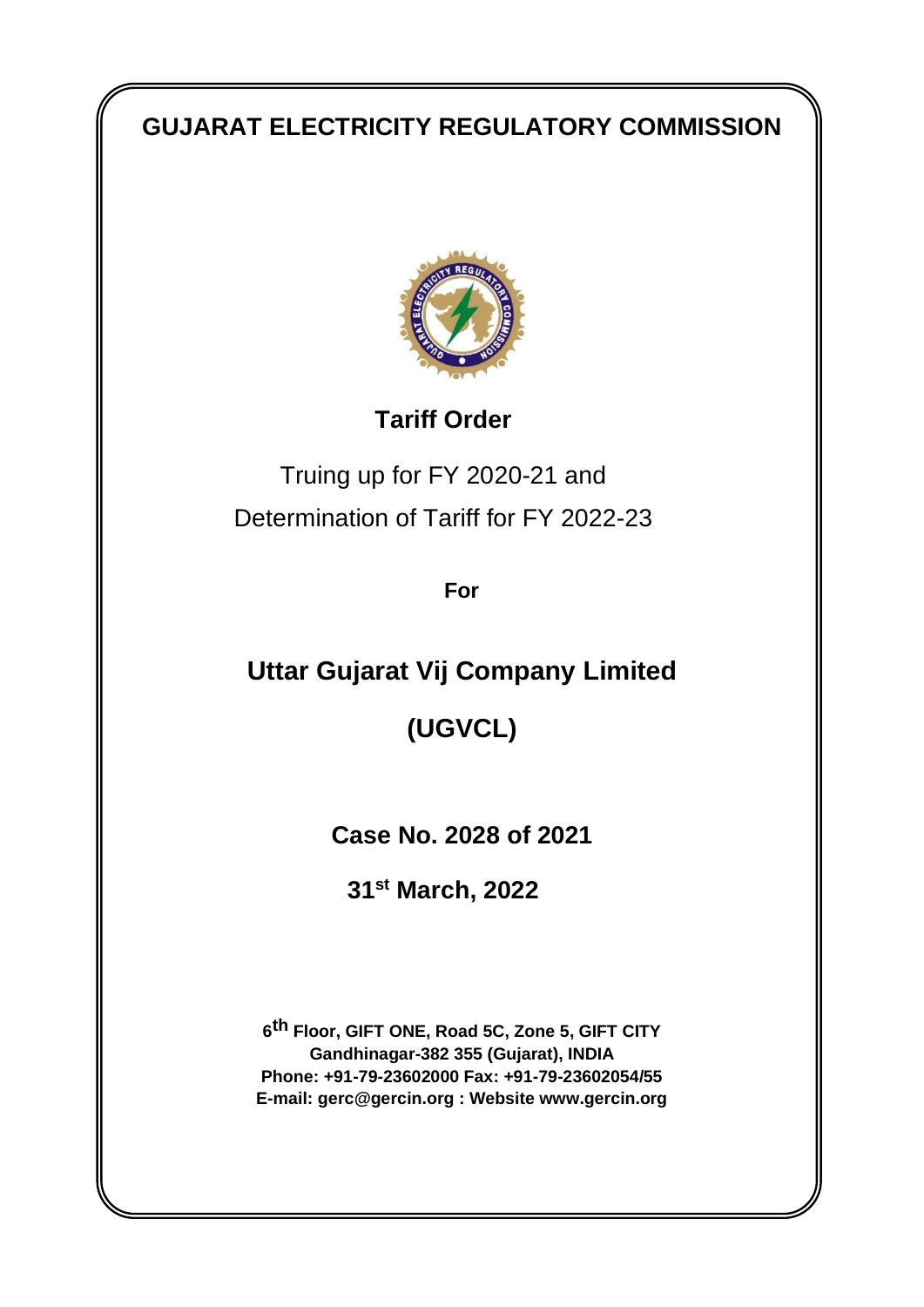# GUJARAT ELECTRICITY REGULATORY COMMISSION

## Tariff Order

Truing up for FY 2020-21 and

Determination of Tariff for FY 2022-23

**For**

## Uttar Gujarat Vij Company Limited

## (UGVCL)

**Case No. 2028 of 2021**

**31st March, 2022**

**6th Floor, GIFT ONE, Road 5C, Zone 5, GIFT CITY**
**Gandhinagar-382 355 (Gujarat), INDIA**
**Phone: +91-79-23602000 Fax: +91-79-23602054/55**
**E-mail: gerc@gercin.org : Website www.gercin.org**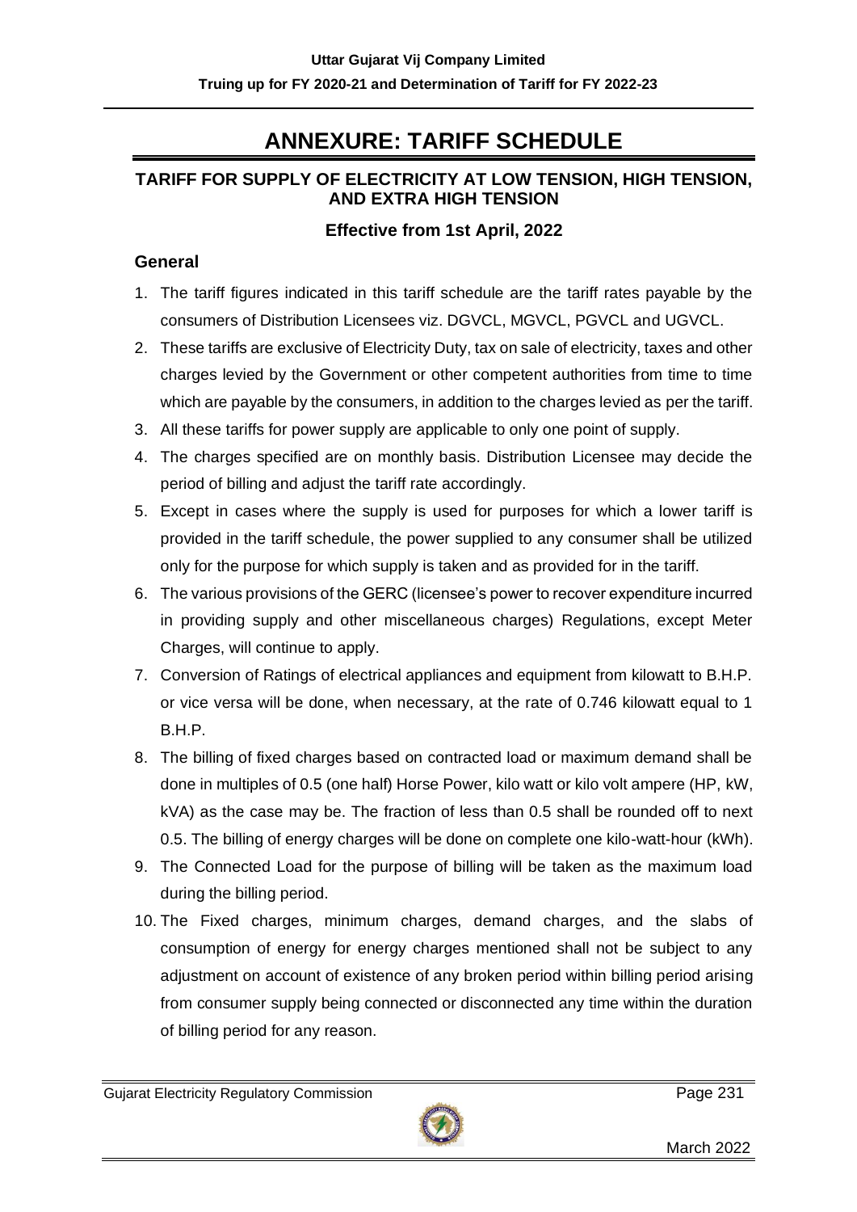# ANNEXURE: TARIFF SCHEDULE

## TARIFF FOR SUPPLY OF ELECTRICITY AT LOW TENSION, HIGH TENSION, AND EXTRA HIGH TENSION

### Effective from 1st April, 2022

### General

1. The tariff figures indicated in this tariff schedule are the tariff rates payable by the consumers of Distribution Licensees viz. DGVCL, MGVCL, PGVCL and UGVCL.
2. These tariffs are exclusive of Electricity Duty, tax on sale of electricity, taxes and other charges levied by the Government or other competent authorities from time to time which are payable by the consumers, in addition to the charges levied as per the tariff.
3. All these tariffs for power supply are applicable to only one point of supply.
4. The charges specified are on monthly basis. Distribution Licensee may decide the period of billing and adjust the tariff rate accordingly.
5. Except in cases where the supply is used for purposes for which a lower tariff is provided in the tariff schedule, the power supplied to any consumer shall be utilized only for the purpose for which supply is taken and as provided for in the tariff.
6. The various provisions of the GERC (licensee's power to recover expenditure incurred in providing supply and other miscellaneous charges) Regulations, except Meter Charges, will continue to apply.
7. Conversion of Ratings of electrical appliances and equipment from kilowatt to B.H.P. or vice versa will be done, when necessary, at the rate of 0.746 kilowatt equal to 1 B.H.P.
8. The billing of fixed charges based on contracted load or maximum demand shall be done in multiples of 0.5 (one half) Horse Power, kilo watt or kilo volt ampere (HP, kW, kVA) as the case may be. The fraction of less than 0.5 shall be rounded off to next 0.5. The billing of energy charges will be done on complete one kilo-watt-hour (kWh).
9. The Connected Load for the purpose of billing will be taken as the maximum load during the billing period.
10. The Fixed charges, minimum charges, demand charges, and the slabs of consumption of energy for energy charges mentioned shall not be subject to any adjustment on account of existence of any broken period within billing period arising from consumer supply being connected or disconnected any time within the duration of billing period for any reason.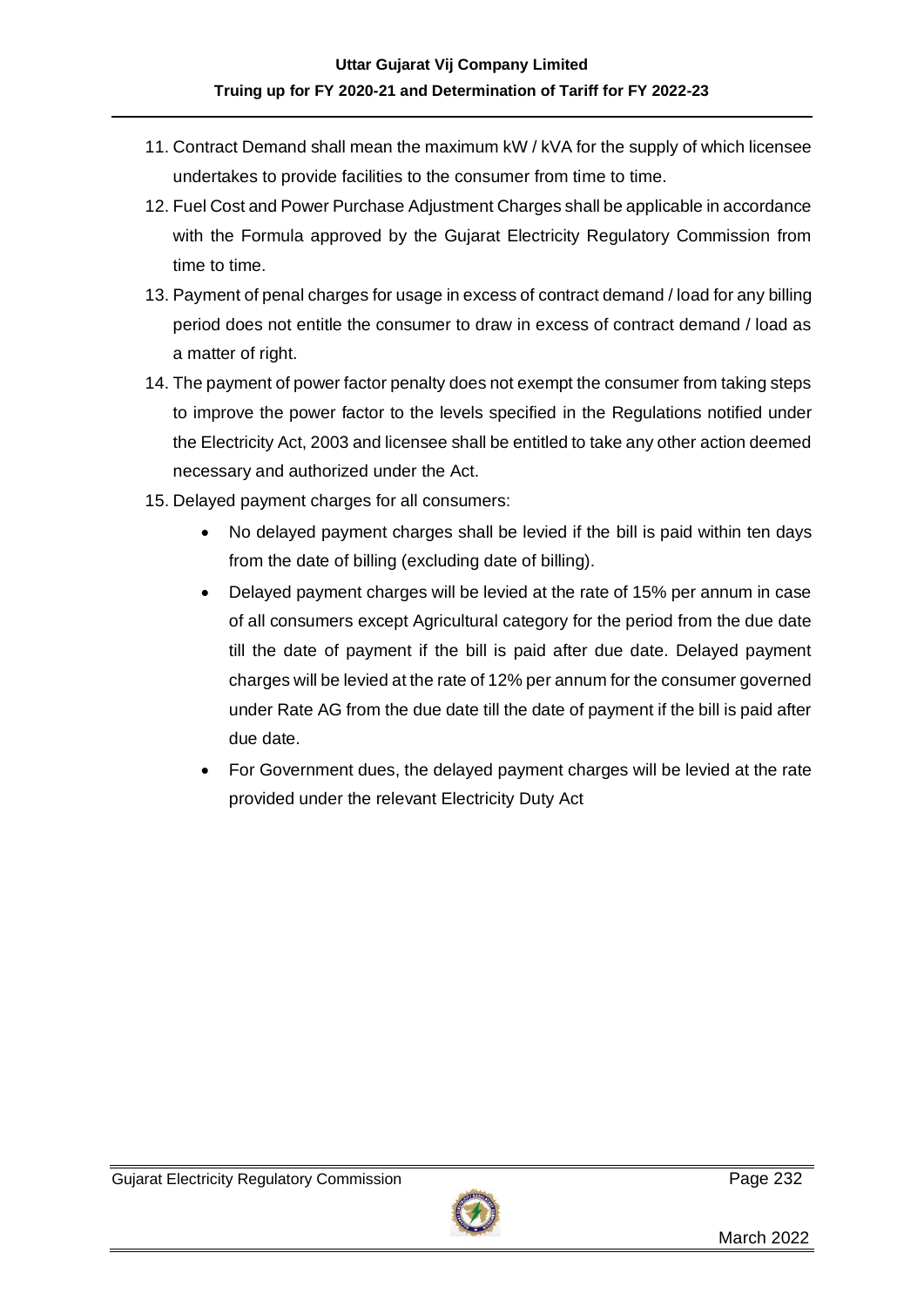11. Contract Demand shall mean the maximum kW / kVA for the supply of which licensee undertakes to provide facilities to the consumer from time to time.
12. Fuel Cost and Power Purchase Adjustment Charges shall be applicable in accordance with the Formula approved by the Gujarat Electricity Regulatory Commission from time to time.
13. Payment of penal charges for usage in excess of contract demand / load for any billing period does not entitle the consumer to draw in excess of contract demand / load as a matter of right.
14. The payment of power factor penalty does not exempt the consumer from taking steps to improve the power factor to the levels specified in the Regulations notified under the Electricity Act, 2003 and licensee shall be entitled to take any other action deemed necessary and authorized under the Act.
15. Delayed payment charges for all consumers:
    - No delayed payment charges shall be levied if the bill is paid within ten days from the date of billing (excluding date of billing).
    - Delayed payment charges will be levied at the rate of 15% per annum in case of all consumers except Agricultural category for the period from the due date till the date of payment if the bill is paid after due date. Delayed payment charges will be levied at the rate of 12% per annum for the consumer governed under Rate AG from the due date till the date of payment if the bill is paid after due date.
    - For Government dues, the delayed payment charges will be levied at the rate provided under the relevant Electricity Duty Act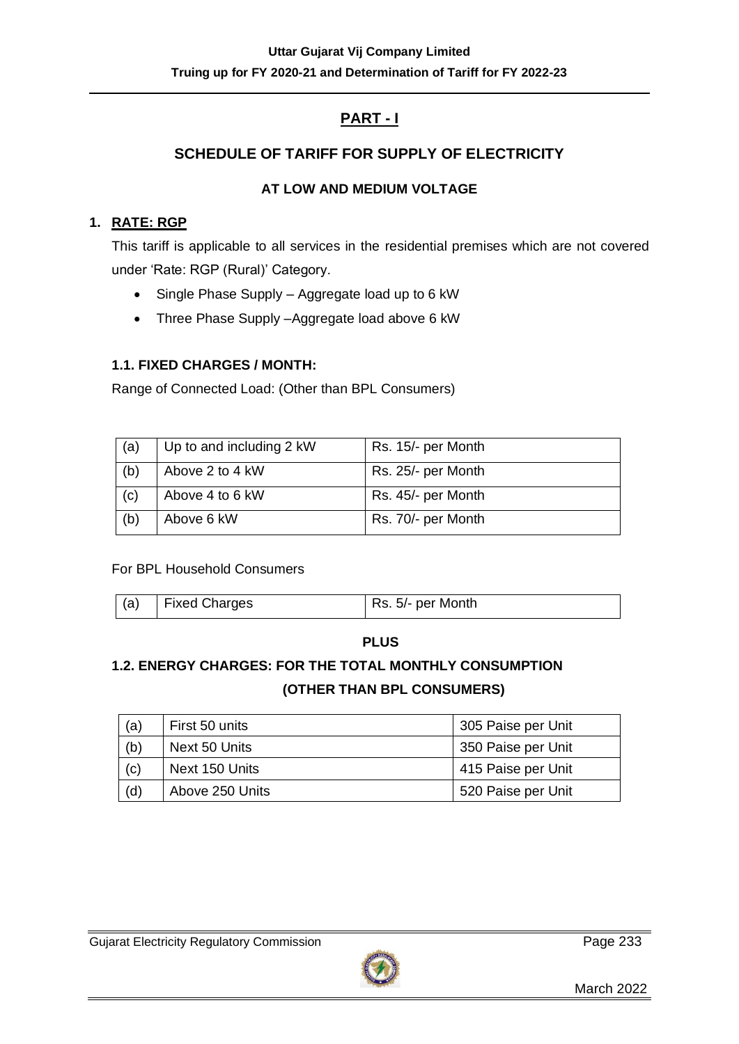## PART - I

### SCHEDULE OF TARIFF FOR SUPPLY OF ELECTRICITY

#### AT LOW AND MEDIUM VOLTAGE

**1. RATE: RGP**

This tariff is applicable to all services in the residential premises which are not covered under 'Rate: RGP (Rural)' Category.

- Single Phase Supply – Aggregate load up to 6 kW
- Three Phase Supply –Aggregate load above 6 kW

**1.1. FIXED CHARGES / MONTH:**

Range of Connected Load: (Other than BPL Consumers)

| (a) | Up to and including 2 kW | Rs. 15/- per Month |
|---|---|---|
| (b) | Above 2 to 4 kW | Rs. 25/- per Month |
| (c) | Above 4 to 6 kW | Rs. 45/- per Month |
| (b) | Above 6 kW | Rs. 70/- per Month |

For BPL Household Consumers

| (a) | Fixed Charges | Rs. 5/- per Month |
|---|---|---|

**PLUS**

**1.2. ENERGY CHARGES: FOR THE TOTAL MONTHLY CONSUMPTION (OTHER THAN BPL CONSUMERS)**

| (a) | First 50 units | 305 Paise per Unit |
|---|---|---|
| (b) | Next 50 Units | 350 Paise per Unit |
| (c) | Next 150 Units | 415 Paise per Unit |
| (d) | Above 250 Units | 520 Paise per Unit |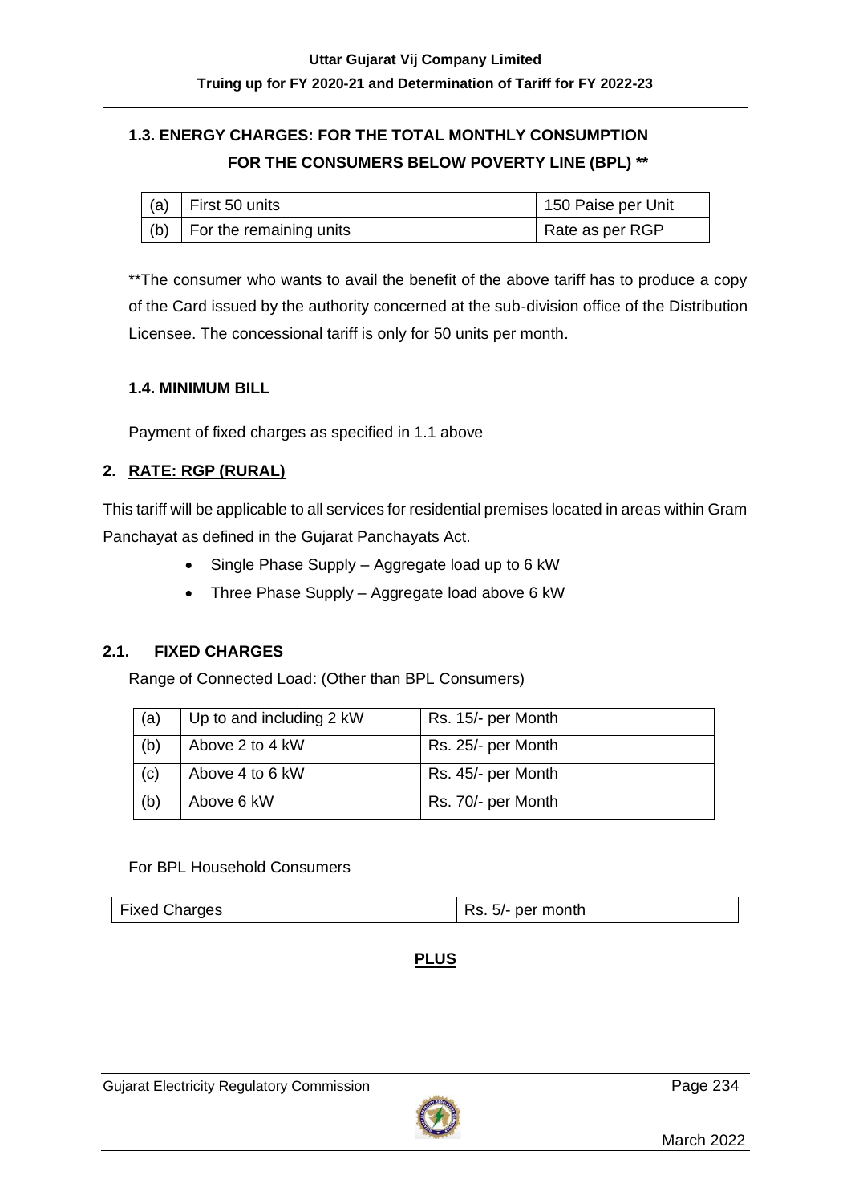### 1.3. ENERGY CHARGES: FOR THE TOTAL MONTHLY CONSUMPTION FOR THE CONSUMERS BELOW POVERTY LINE (BPL) **

| | | |
|---|---|---|
| (a) | First 50 units | 150 Paise per Unit |
| (b) | For the remaining units | Rate as per RGP |

**The consumer who wants to avail the benefit of the above tariff has to produce a copy of the Card issued by the authority concerned at the sub-division office of the Distribution Licensee. The concessional tariff is only for 50 units per month.

### 1.4. MINIMUM BILL

Payment of fixed charges as specified in 1.1 above

## 2. RATE: RGP (RURAL)

This tariff will be applicable to all services for residential premises located in areas within Gram Panchayat as defined in the Gujarat Panchayats Act.

- Single Phase Supply – Aggregate load up to 6 kW
- Three Phase Supply – Aggregate load above 6 kW

### 2.1. FIXED CHARGES

Range of Connected Load: (Other than BPL Consumers)

| | | |
|---|---|---|
| (a) | Up to and including 2 kW | Rs. 15/- per Month |
| (b) | Above 2 to 4 kW | Rs. 25/- per Month |
| (c) | Above 4 to 6 kW | Rs. 45/- per Month |
| (b) | Above 6 kW | Rs. 70/- per Month |

For BPL Household Consumers

| | |
|---|---|
| Fixed Charges | Rs. 5/- per month |

**PLUS**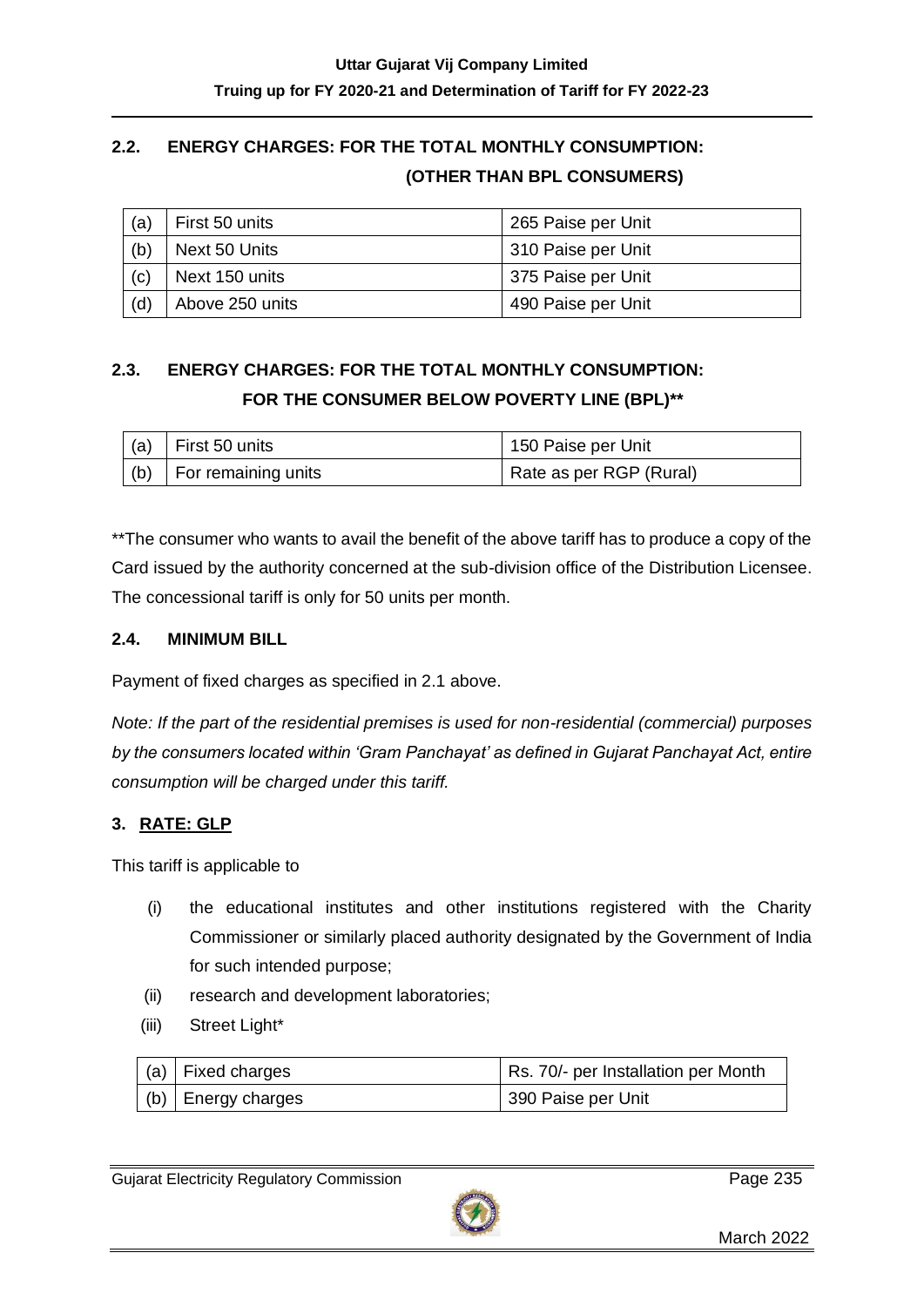## 2.2. ENERGY CHARGES: FOR THE TOTAL MONTHLY CONSUMPTION: (OTHER THAN BPL CONSUMERS)

| | | |
|---|---|---|
| (a) | First 50 units | 265 Paise per Unit |
| (b) | Next 50 Units | 310 Paise per Unit |
| (c) | Next 150 units | 375 Paise per Unit |
| (d) | Above 250 units | 490 Paise per Unit |

## 2.3. ENERGY CHARGES: FOR THE TOTAL MONTHLY CONSUMPTION: FOR THE CONSUMER BELOW POVERTY LINE (BPL)**

| | | |
|---|---|---|
| (a) | First 50 units | 150 Paise per Unit |
| (b) | For remaining units | Rate as per RGP (Rural) |

**The consumer who wants to avail the benefit of the above tariff has to produce a copy of the Card issued by the authority concerned at the sub-division office of the Distribution Licensee. The concessional tariff is only for 50 units per month.

### 2.4. MINIMUM BILL

Payment of fixed charges as specified in 2.1 above.

*Note: If the part of the residential premises is used for non-residential (commercial) purposes by the consumers located within 'Gram Panchayat' as defined in Gujarat Panchayat Act, entire consumption will be charged under this tariff.*

## 3. RATE: GLP

This tariff is applicable to

(i) the educational institutes and other institutions registered with the Charity Commissioner or similarly placed authority designated by the Government of India for such intended purpose;

(ii) research and development laboratories;

(iii) Street Light*

| | | |
|---|---|---|
| (a) | Fixed charges | Rs. 70/- per Installation per Month |
| (b) | Energy charges | 390 Paise per Unit |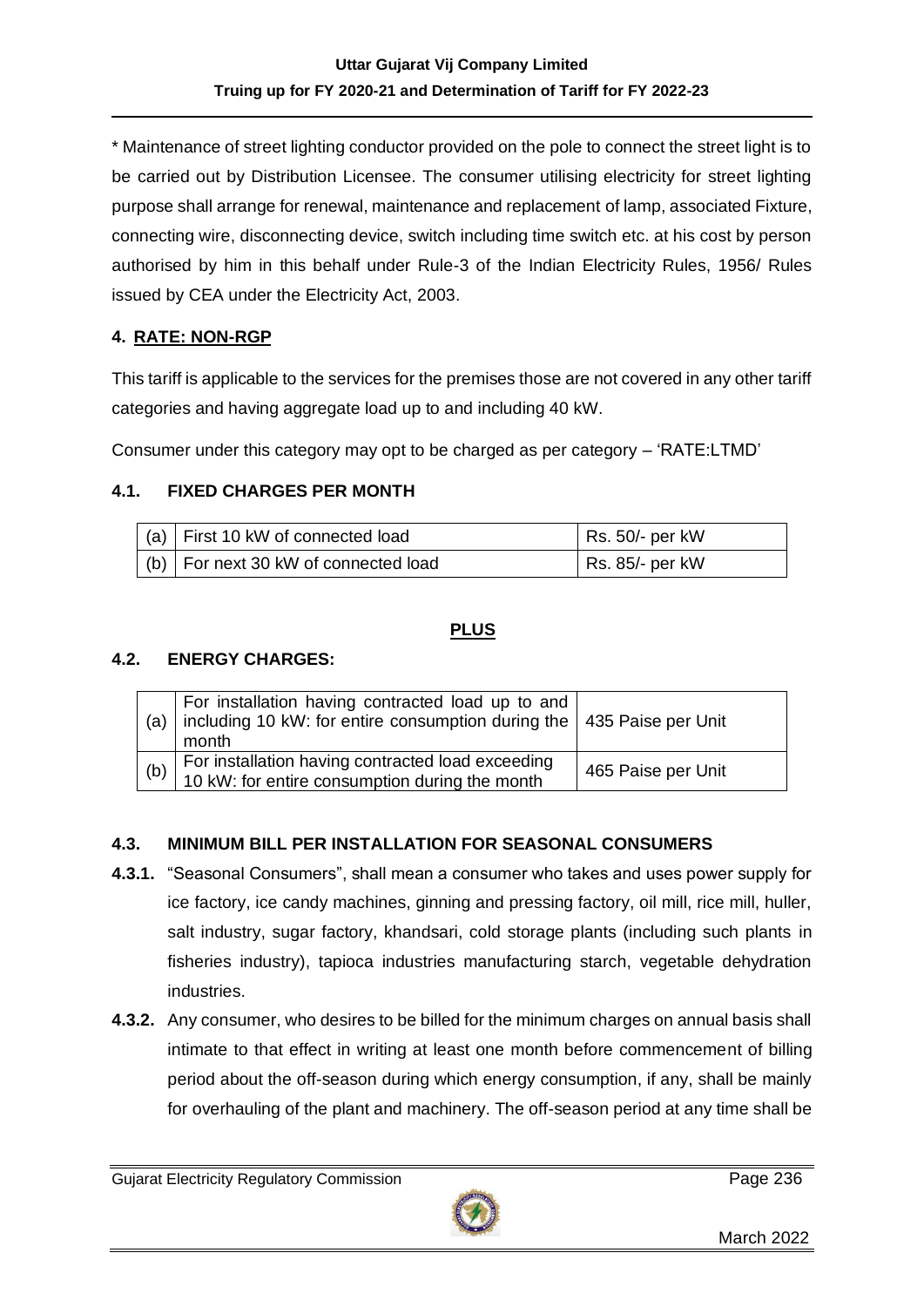* Maintenance of street lighting conductor provided on the pole to connect the street light is to be carried out by Distribution Licensee. The consumer utilising electricity for street lighting purpose shall arrange for renewal, maintenance and replacement of lamp, associated Fixture, connecting wire, disconnecting device, switch including time switch etc. at his cost by person authorised by him in this behalf under Rule-3 of the Indian Electricity Rules, 1956/ Rules issued by CEA under the Electricity Act, 2003.

## 4. RATE: NON-RGP

This tariff is applicable to the services for the premises those are not covered in any other tariff categories and having aggregate load up to and including 40 kW.

Consumer under this category may opt to be charged as per category – 'RATE:LTMD'

### 4.1. FIXED CHARGES PER MONTH

| | | |
|---|---|---|
| (a) | First 10 kW of connected load | Rs. 50/- per kW |
| (b) | For next 30 kW of connected load | Rs. 85/- per kW |

**PLUS**

### 4.2. ENERGY CHARGES:

| | | |
|---|---|---|
| (a) | For installation having contracted load up to and including 10 kW: for entire consumption during the month | 435 Paise per Unit |
| (b) | For installation having contracted load exceeding 10 kW: for entire consumption during the month | 465 Paise per Unit |

### 4.3. MINIMUM BILL PER INSTALLATION FOR SEASONAL CONSUMERS

**4.3.1.** "Seasonal Consumers", shall mean a consumer who takes and uses power supply for ice factory, ice candy machines, ginning and pressing factory, oil mill, rice mill, huller, salt industry, sugar factory, khandsari, cold storage plants (including such plants in fisheries industry), tapioca industries manufacturing starch, vegetable dehydration industries.

**4.3.2.** Any consumer, who desires to be billed for the minimum charges on annual basis shall intimate to that effect in writing at least one month before commencement of billing period about the off-season during which energy consumption, if any, shall be mainly for overhauling of the plant and machinery. The off-season period at any time shall be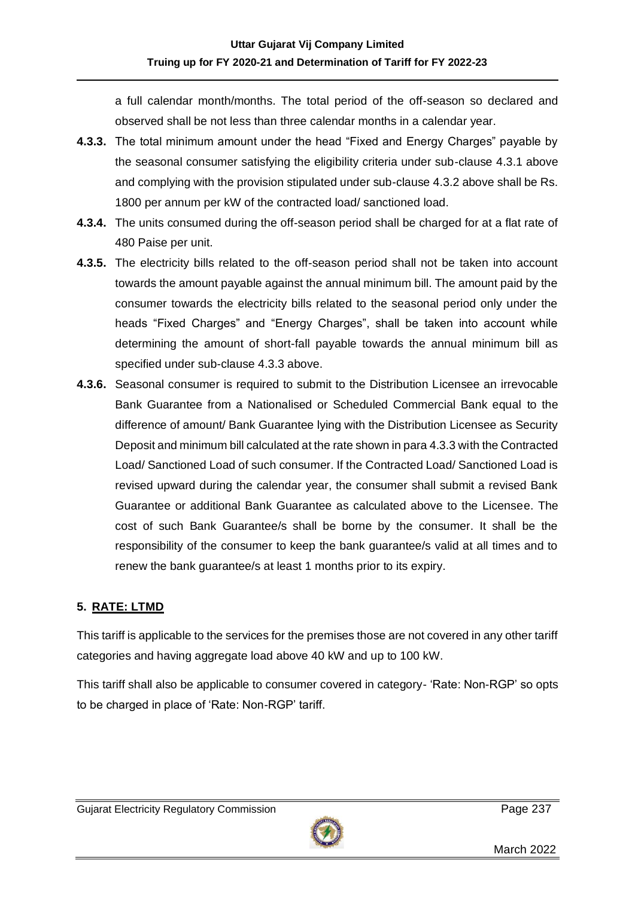a full calendar month/months. The total period of the off-season so declared and observed shall be not less than three calendar months in a calendar year.

**4.3.3.** The total minimum amount under the head "Fixed and Energy Charges" payable by the seasonal consumer satisfying the eligibility criteria under sub-clause 4.3.1 above and complying with the provision stipulated under sub-clause 4.3.2 above shall be Rs. 1800 per annum per kW of the contracted load/ sanctioned load.

**4.3.4.** The units consumed during the off-season period shall be charged for at a flat rate of 480 Paise per unit.

**4.3.5.** The electricity bills related to the off-season period shall not be taken into account towards the amount payable against the annual minimum bill. The amount paid by the consumer towards the electricity bills related to the seasonal period only under the heads "Fixed Charges" and "Energy Charges", shall be taken into account while determining the amount of short-fall payable towards the annual minimum bill as specified under sub-clause 4.3.3 above.

**4.3.6.** Seasonal consumer is required to submit to the Distribution Licensee an irrevocable Bank Guarantee from a Nationalised or Scheduled Commercial Bank equal to the difference of amount/ Bank Guarantee lying with the Distribution Licensee as Security Deposit and minimum bill calculated at the rate shown in para 4.3.3 with the Contracted Load/ Sanctioned Load of such consumer. If the Contracted Load/ Sanctioned Load is revised upward during the calendar year, the consumer shall submit a revised Bank Guarantee or additional Bank Guarantee as calculated above to the Licensee. The cost of such Bank Guarantee/s shall be borne by the consumer. It shall be the responsibility of the consumer to keep the bank guarantee/s valid at all times and to renew the bank guarantee/s at least 1 months prior to its expiry.

## 5. RATE: LTMD

This tariff is applicable to the services for the premises those are not covered in any other tariff categories and having aggregate load above 40 kW and up to 100 kW.

This tariff shall also be applicable to consumer covered in category- 'Rate: Non-RGP' so opts to be charged in place of 'Rate: Non-RGP' tariff.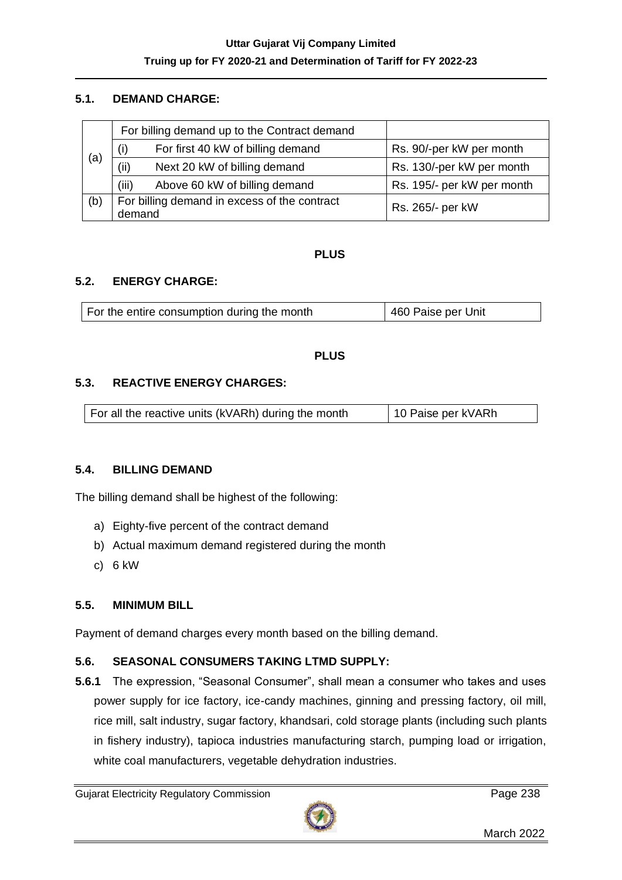## 5.1. DEMAND CHARGE:

| | | |
|---|---|---|
| (a) | For billing demand up to the Contract demand | |
| | (i) For first 40 kW of billing demand | Rs. 90/-per kW per month |
| | (ii) Next 20 kW of billing demand | Rs. 130/-per kW per month |
| | (iii) Above 60 kW of billing demand | Rs. 195/- per kW per month |
| (b) | For billing demand in excess of the contract demand | Rs. 265/- per kW |

**PLUS**

## 5.2. ENERGY CHARGE:

| | |
|---|---|
| For the entire consumption during the month | 460 Paise per Unit |

**PLUS**

## 5.3. REACTIVE ENERGY CHARGES:

| | |
|---|---|
| For all the reactive units (kVARh) during the month | 10 Paise per kVARh |

## 5.4. BILLING DEMAND

The billing demand shall be highest of the following:

a) Eighty-five percent of the contract demand
b) Actual maximum demand registered during the month
c) 6 kW

## 5.5. MINIMUM BILL

Payment of demand charges every month based on the billing demand.

## 5.6. SEASONAL CONSUMERS TAKING LTMD SUPPLY:

**5.6.1** The expression, "Seasonal Consumer", shall mean a consumer who takes and uses power supply for ice factory, ice-candy machines, ginning and pressing factory, oil mill, rice mill, salt industry, sugar factory, khandsari, cold storage plants (including such plants in fishery industry), tapioca industries manufacturing starch, pumping load or irrigation, white coal manufacturers, vegetable dehydration industries.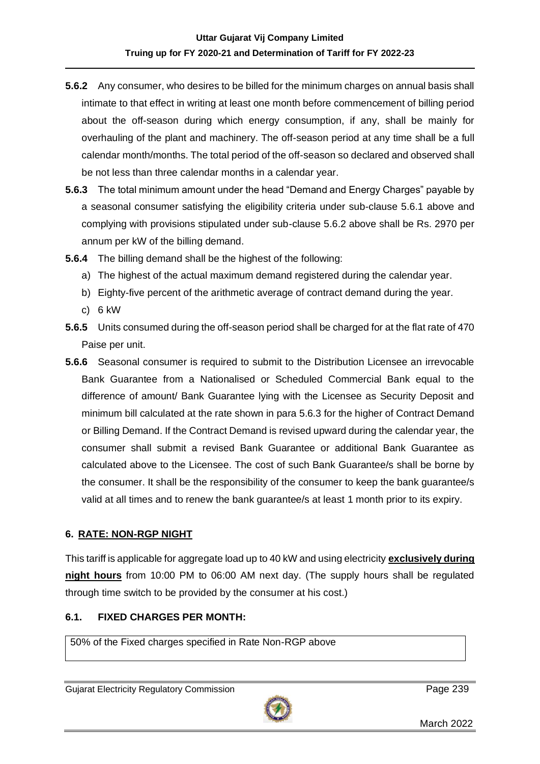**5.6.2** Any consumer, who desires to be billed for the minimum charges on annual basis shall intimate to that effect in writing at least one month before commencement of billing period about the off-season during which energy consumption, if any, shall be mainly for overhauling of the plant and machinery. The off-season period at any time shall be a full calendar month/months. The total period of the off-season so declared and observed shall be not less than three calendar months in a calendar year.

**5.6.3** The total minimum amount under the head "Demand and Energy Charges" payable by a seasonal consumer satisfying the eligibility criteria under sub-clause 5.6.1 above and complying with provisions stipulated under sub-clause 5.6.2 above shall be Rs. 2970 per annum per kW of the billing demand.

**5.6.4** The billing demand shall be the highest of the following:

a) The highest of the actual maximum demand registered during the calendar year.

b) Eighty-five percent of the arithmetic average of contract demand during the year.

c) 6 kW

**5.6.5** Units consumed during the off-season period shall be charged for at the flat rate of 470 Paise per unit.

**5.6.6** Seasonal consumer is required to submit to the Distribution Licensee an irrevocable Bank Guarantee from a Nationalised or Scheduled Commercial Bank equal to the difference of amount/ Bank Guarantee lying with the Licensee as Security Deposit and minimum bill calculated at the rate shown in para 5.6.3 for the higher of Contract Demand or Billing Demand. If the Contract Demand is revised upward during the calendar year, the consumer shall submit a revised Bank Guarantee or additional Bank Guarantee as calculated above to the Licensee. The cost of such Bank Guarantee/s shall be borne by the consumer. It shall be the responsibility of the consumer to keep the bank guarantee/s valid at all times and to renew the bank guarantee/s at least 1 month prior to its expiry.

## 6. RATE: NON-RGP NIGHT

This tariff is applicable for aggregate load up to 40 kW and using electricity **exclusively during night hours** from 10:00 PM to 06:00 AM next day. (The supply hours shall be regulated through time switch to be provided by the consumer at his cost.)

### 6.1. FIXED CHARGES PER MONTH:

| 50% of the Fixed charges specified in Rate Non-RGP above |
|---|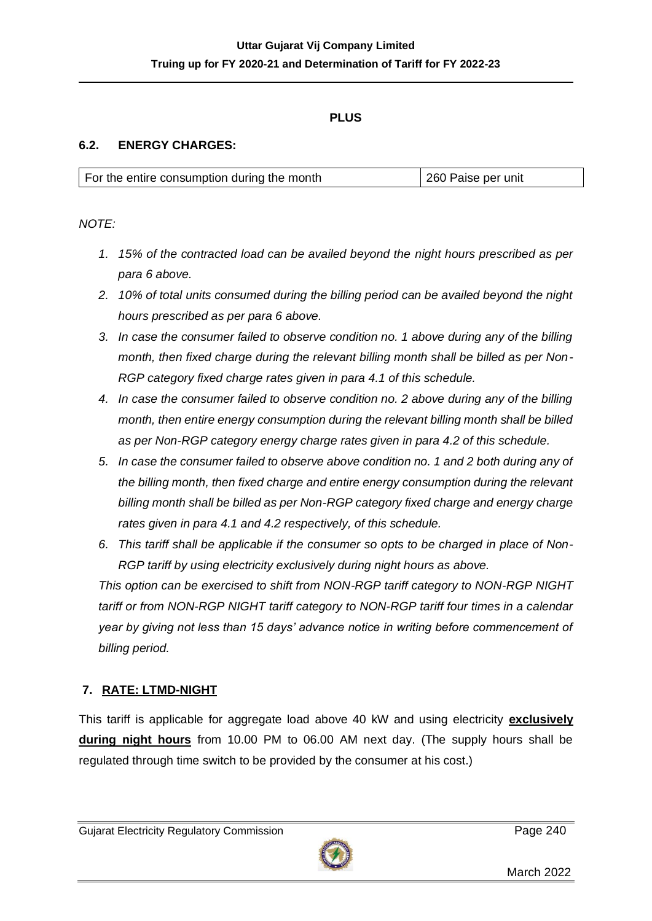**PLUS**

### 6.2. ENERGY CHARGES:

| For the entire consumption during the month | 260 Paise per unit |
|---|---|

*NOTE:*

1. *15% of the contracted load can be availed beyond the night hours prescribed as per para 6 above.*
2. *10% of total units consumed during the billing period can be availed beyond the night hours prescribed as per para 6 above.*
3. *In case the consumer failed to observe condition no. 1 above during any of the billing month, then fixed charge during the relevant billing month shall be billed as per Non-RGP category fixed charge rates given in para 4.1 of this schedule.*
4. *In case the consumer failed to observe condition no. 2 above during any of the billing month, then entire energy consumption during the relevant billing month shall be billed as per Non-RGP category energy charge rates given in para 4.2 of this schedule.*
5. *In case the consumer failed to observe above condition no. 1 and 2 both during any of the billing month, then fixed charge and entire energy consumption during the relevant billing month shall be billed as per Non-RGP category fixed charge and energy charge rates given in para 4.1 and 4.2 respectively, of this schedule.*
6. *This tariff shall be applicable if the consumer so opts to be charged in place of Non-RGP tariff by using electricity exclusively during night hours as above.*

*This option can be exercised to shift from NON-RGP tariff category to NON-RGP NIGHT tariff or from NON-RGP NIGHT tariff category to NON-RGP tariff four times in a calendar year by giving not less than 15 days' advance notice in writing before commencement of billing period.*

## 7. RATE: LTMD-NIGHT

This tariff is applicable for aggregate load above 40 kW and using electricity **exclusively during night hours** from 10.00 PM to 06.00 AM next day. (The supply hours shall be regulated through time switch to be provided by the consumer at his cost.)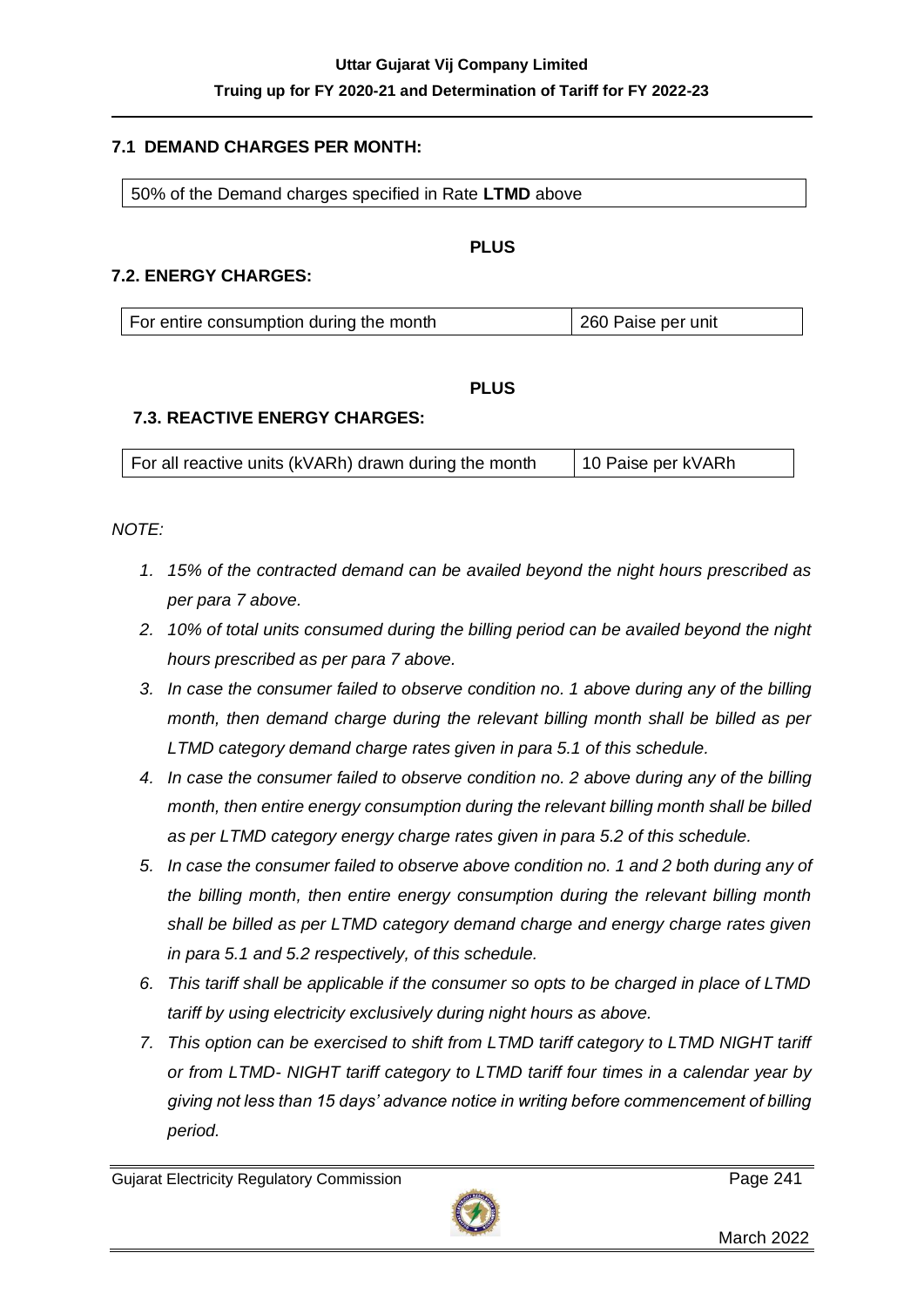### 7.1 DEMAND CHARGES PER MONTH:

| 50% of the Demand charges specified in Rate **LTMD** above |
|---|

**PLUS**

### 7.2. ENERGY CHARGES:

| For entire consumption during the month | 260 Paise per unit |
|---|---|

**PLUS**

### 7.3. REACTIVE ENERGY CHARGES:

| For all reactive units (kVARh) drawn during the month | 10 Paise per kVARh |
|---|---|

*NOTE:*

1. *15% of the contracted demand can be availed beyond the night hours prescribed as per para 7 above.*
2. *10% of total units consumed during the billing period can be availed beyond the night hours prescribed as per para 7 above.*
3. *In case the consumer failed to observe condition no. 1 above during any of the billing month, then demand charge during the relevant billing month shall be billed as per LTMD category demand charge rates given in para 5.1 of this schedule.*
4. *In case the consumer failed to observe condition no. 2 above during any of the billing month, then entire energy consumption during the relevant billing month shall be billed as per LTMD category energy charge rates given in para 5.2 of this schedule.*
5. *In case the consumer failed to observe above condition no. 1 and 2 both during any of the billing month, then entire energy consumption during the relevant billing month shall be billed as per LTMD category demand charge and energy charge rates given in para 5.1 and 5.2 respectively, of this schedule.*
6. *This tariff shall be applicable if the consumer so opts to be charged in place of LTMD tariff by using electricity exclusively during night hours as above.*
7. *This option can be exercised to shift from LTMD tariff category to LTMD NIGHT tariff or from LTMD- NIGHT tariff category to LTMD tariff four times in a calendar year by giving not less than 15 days' advance notice in writing before commencement of billing period.*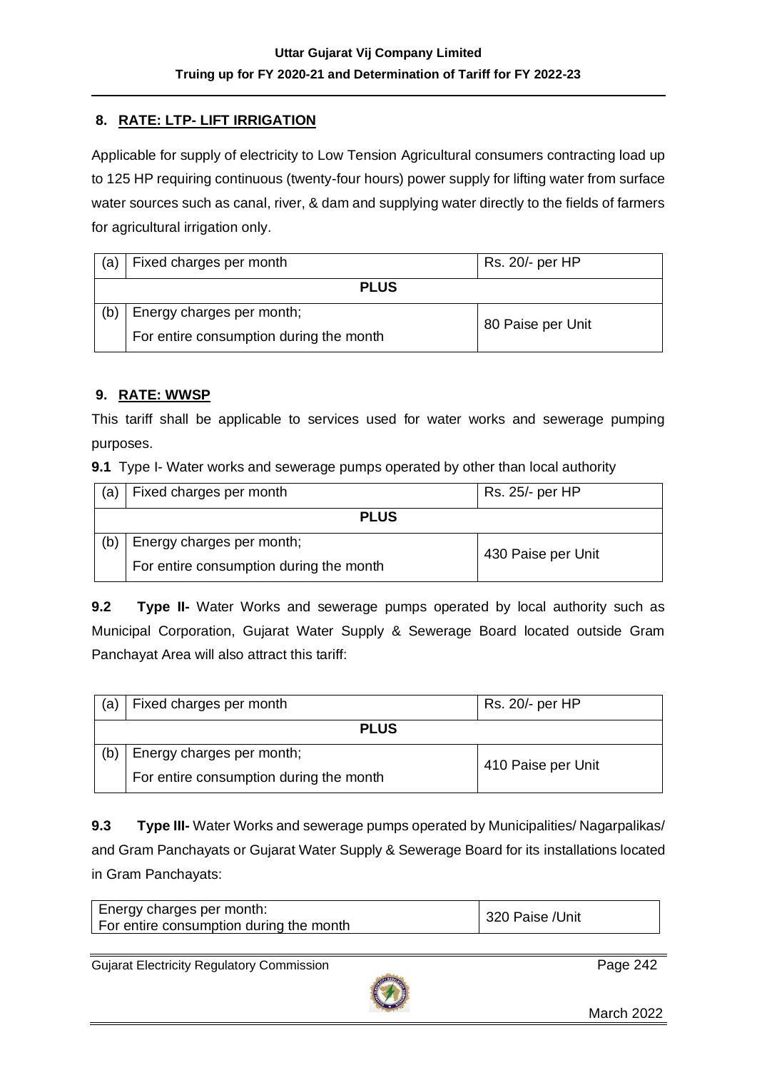## 8. RATE: LTP- LIFT IRRIGATION

Applicable for supply of electricity to Low Tension Agricultural consumers contracting load up to 125 HP requiring continuous (twenty-four hours) power supply for lifting water from surface water sources such as canal, river, & dam and supplying water directly to the fields of farmers for agricultural irrigation only.

| | | |
|---|---|---|
| (a) | Fixed charges per month | Rs. 20/- per HP |
| **PLUS** | | |
| (b) | Energy charges per month;<br>For entire consumption during the month | 80 Paise per Unit |

## 9. RATE: WWSP

This tariff shall be applicable to services used for water works and sewerage pumping purposes.

**9.1** Type I- Water works and sewerage pumps operated by other than local authority

| | | |
|---|---|---|
| (a) | Fixed charges per month | Rs. 25/- per HP |
| **PLUS** | | |
| (b) | Energy charges per month;<br>For entire consumption during the month | 430 Paise per Unit |

**9.2 Type II-** Water Works and sewerage pumps operated by local authority such as Municipal Corporation, Gujarat Water Supply & Sewerage Board located outside Gram Panchayat Area will also attract this tariff:

| | | |
|---|---|---|
| (a) | Fixed charges per month | Rs. 20/- per HP |
| **PLUS** | | |
| (b) | Energy charges per month;<br>For entire consumption during the month | 410 Paise per Unit |

**9.3 Type III-** Water Works and sewerage pumps operated by Municipalities/ Nagarpalikas/ and Gram Panchayats or Gujarat Water Supply & Sewerage Board for its installations located in Gram Panchayats:

| | |
|---|---|
| Energy charges per month:<br>For entire consumption during the month | 320 Paise /Unit |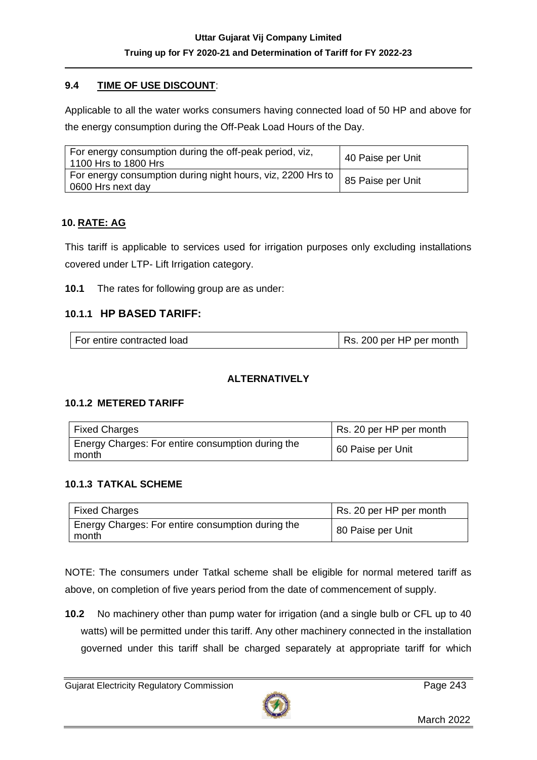### 9.4 TIME OF USE DISCOUNT:

Applicable to all the water works consumers having connected load of 50 HP and above for the energy consumption during the Off-Peak Load Hours of the Day.

| For energy consumption during the off-peak period, viz, 1100 Hrs to 1800 Hrs | 40 Paise per Unit |
|---|---|
| For energy consumption during night hours, viz, 2200 Hrs to 0600 Hrs next day | 85 Paise per Unit |

## 10. RATE: AG

This tariff is applicable to services used for irrigation purposes only excluding installations covered under LTP- Lift Irrigation category.

**10.1** The rates for following group are as under:

### 10.1.1 HP BASED TARIFF:

| For entire contracted load | Rs. 200 per HP per month |
|---|---|

**ALTERNATIVELY**

### 10.1.2 METERED TARIFF

| Fixed Charges | Rs. 20 per HP per month |
|---|---|
| Energy Charges: For entire consumption during the month | 60 Paise per Unit |

### 10.1.3 TATKAL SCHEME

| Fixed Charges | Rs. 20 per HP per month |
|---|---|
| Energy Charges: For entire consumption during the month | 80 Paise per Unit |

NOTE: The consumers under Tatkal scheme shall be eligible for normal metered tariff as above, on completion of five years period from the date of commencement of supply.

**10.2** No machinery other than pump water for irrigation (and a single bulb or CFL up to 40 watts) will be permitted under this tariff. Any other machinery connected in the installation governed under this tariff shall be charged separately at appropriate tariff for which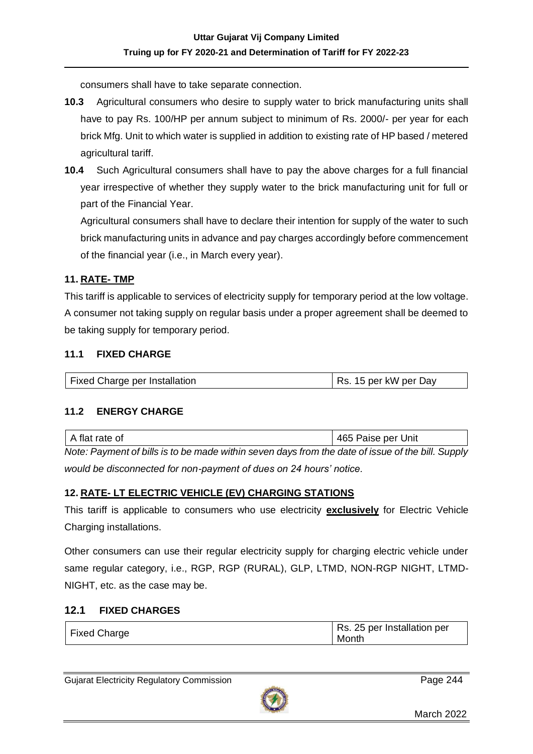consumers shall have to take separate connection.

**10.3** Agricultural consumers who desire to supply water to brick manufacturing units shall have to pay Rs. 100/HP per annum subject to minimum of Rs. 2000/- per year for each brick Mfg. Unit to which water is supplied in addition to existing rate of HP based / metered agricultural tariff.

**10.4** Such Agricultural consumers shall have to pay the above charges for a full financial year irrespective of whether they supply water to the brick manufacturing unit for full or part of the Financial Year.

Agricultural consumers shall have to declare their intention for supply of the water to such brick manufacturing units in advance and pay charges accordingly before commencement of the financial year (i.e., in March every year).

## 11. RATE- TMP

This tariff is applicable to services of electricity supply for temporary period at the low voltage. A consumer not taking supply on regular basis under a proper agreement shall be deemed to be taking supply for temporary period.

### 11.1 FIXED CHARGE

| Fixed Charge per Installation | Rs. 15 per kW per Day |
|---|---|

### 11.2 ENERGY CHARGE

| A flat rate of | 465 Paise per Unit |
|---|---|

*Note: Payment of bills is to be made within seven days from the date of issue of the bill. Supply would be disconnected for non-payment of dues on 24 hours' notice.*

## 12. RATE- LT ELECTRIC VEHICLE (EV) CHARGING STATIONS

This tariff is applicable to consumers who use electricity **exclusively** for Electric Vehicle Charging installations.

Other consumers can use their regular electricity supply for charging electric vehicle under same regular category, i.e., RGP, RGP (RURAL), GLP, LTMD, NON-RGP NIGHT, LTMD-NIGHT, etc. as the case may be.

### 12.1 FIXED CHARGES

| Fixed Charge | Rs. 25 per Installation per Month |
|---|---|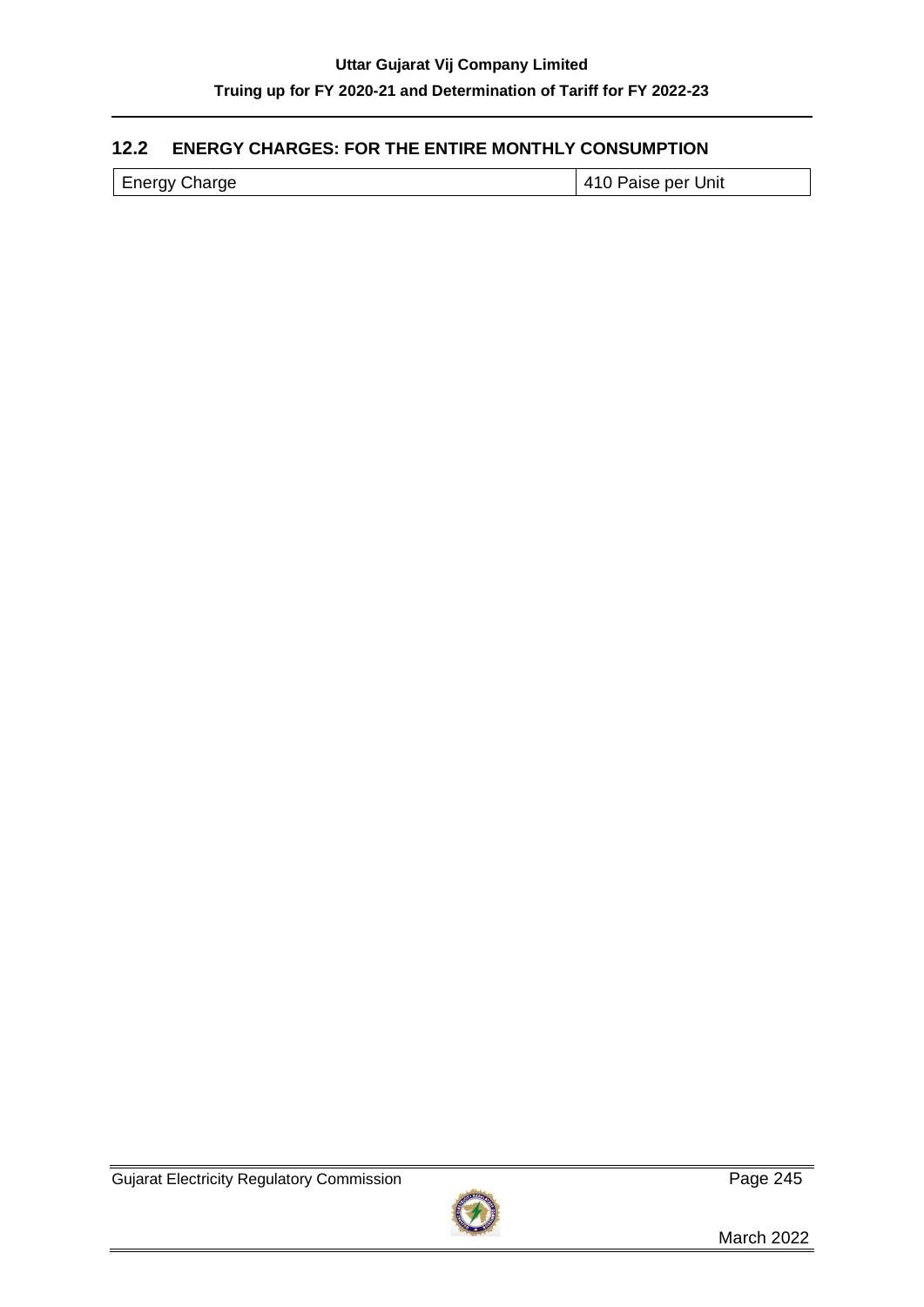## 12.2 ENERGY CHARGES: FOR THE ENTIRE MONTHLY CONSUMPTION

| Energy Charge | 410 Paise per Unit |
|---|---|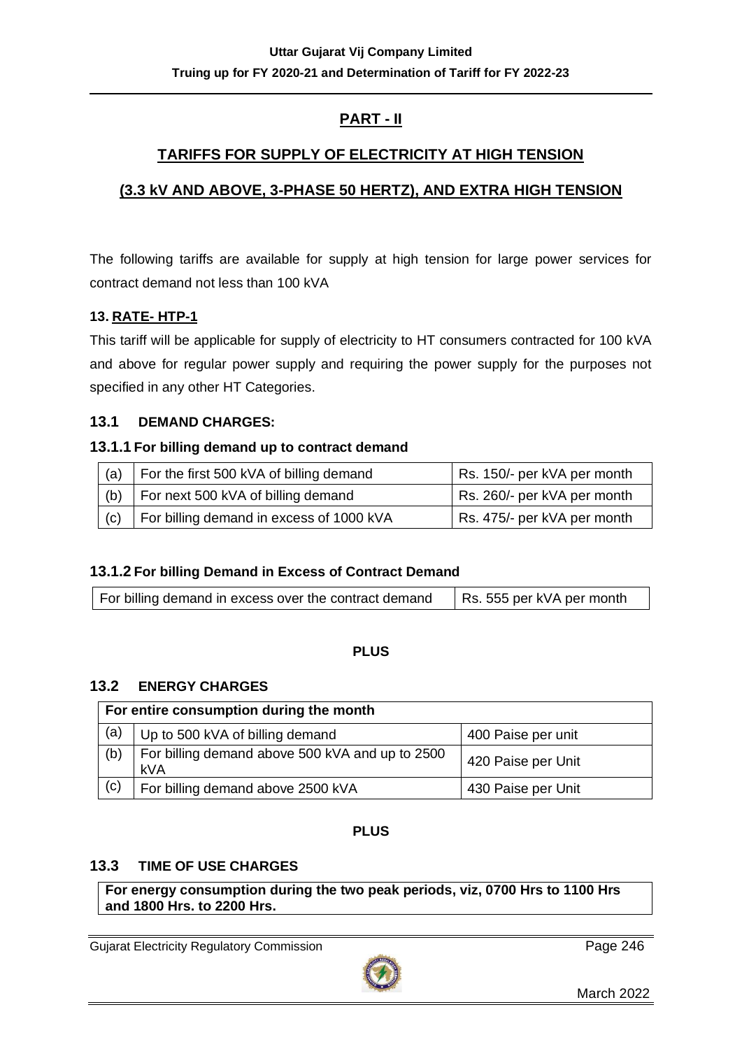## PART - II

## TARIFFS FOR SUPPLY OF ELECTRICITY AT HIGH TENSION

## (3.3 kV AND ABOVE, 3-PHASE 50 HERTZ), AND EXTRA HIGH TENSION

The following tariffs are available for supply at high tension for large power services for contract demand not less than 100 kVA

### 13. RATE- HTP-1

This tariff will be applicable for supply of electricity to HT consumers contracted for 100 kVA and above for regular power supply and requiring the power supply for the purposes not specified in any other HT Categories.

### 13.1 DEMAND CHARGES:

#### 13.1.1 For billing demand up to contract demand

| | | |
|---|---|---|
| (a) | For the first 500 kVA of billing demand | Rs. 150/- per kVA per month |
| (b) | For next 500 kVA of billing demand | Rs. 260/- per kVA per month |
| (c) | For billing demand in excess of 1000 kVA | Rs. 475/- per kVA per month |

#### 13.1.2 For billing Demand in Excess of Contract Demand

| | |
|---|---|
| For billing demand in excess over the contract demand | Rs. 555 per kVA per month |

**PLUS**

### 13.2 ENERGY CHARGES

| For entire consumption during the month | | |
|---|---|---|
| (a) | Up to 500 kVA of billing demand | 400 Paise per unit |
| (b) | For billing demand above 500 kVA and up to 2500 kVA | 420 Paise per Unit |
| (c) | For billing demand above 2500 kVA | 430 Paise per Unit |

**PLUS**

### 13.3 TIME OF USE CHARGES

**For energy consumption during the two peak periods, viz, 0700 Hrs to 1100 Hrs and 1800 Hrs. to 2200 Hrs.**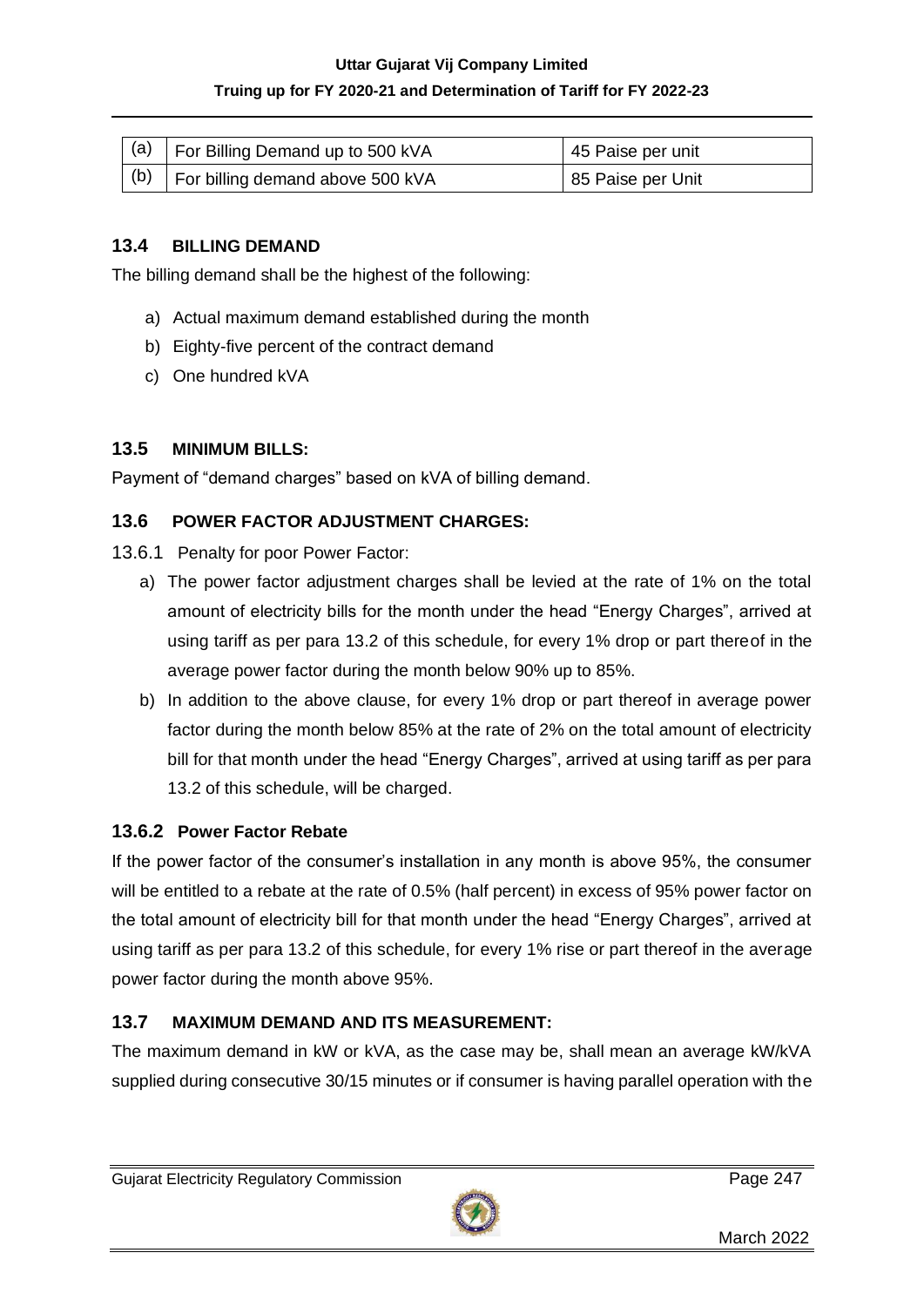| (a) | For Billing Demand up to 500 kVA | 45 Paise per unit |
|---|---|---|
| (b) | For billing demand above 500 kVA | 85 Paise per Unit |

### 13.4 BILLING DEMAND

The billing demand shall be the highest of the following:

a) Actual maximum demand established during the month
b) Eighty-five percent of the contract demand
c) One hundred kVA

### 13.5 MINIMUM BILLS:

Payment of "demand charges" based on kVA of billing demand.

### 13.6 POWER FACTOR ADJUSTMENT CHARGES:

13.6.1 Penalty for poor Power Factor:

a) The power factor adjustment charges shall be levied at the rate of 1% on the total amount of electricity bills for the month under the head "Energy Charges", arrived at using tariff as per para 13.2 of this schedule, for every 1% drop or part thereof in the average power factor during the month below 90% up to 85%.
b) In addition to the above clause, for every 1% drop or part thereof in average power factor during the month below 85% at the rate of 2% on the total amount of electricity bill for that month under the head "Energy Charges", arrived at using tariff as per para 13.2 of this schedule, will be charged.

#### 13.6.2 Power Factor Rebate

If the power factor of the consumer's installation in any month is above 95%, the consumer will be entitled to a rebate at the rate of 0.5% (half percent) in excess of 95% power factor on the total amount of electricity bill for that month under the head "Energy Charges", arrived at using tariff as per para 13.2 of this schedule, for every 1% rise or part thereof in the average power factor during the month above 95%.

### 13.7 MAXIMUM DEMAND AND ITS MEASUREMENT:

The maximum demand in kW or kVA, as the case may be, shall mean an average kW/kVA supplied during consecutive 30/15 minutes or if consumer is having parallel operation with the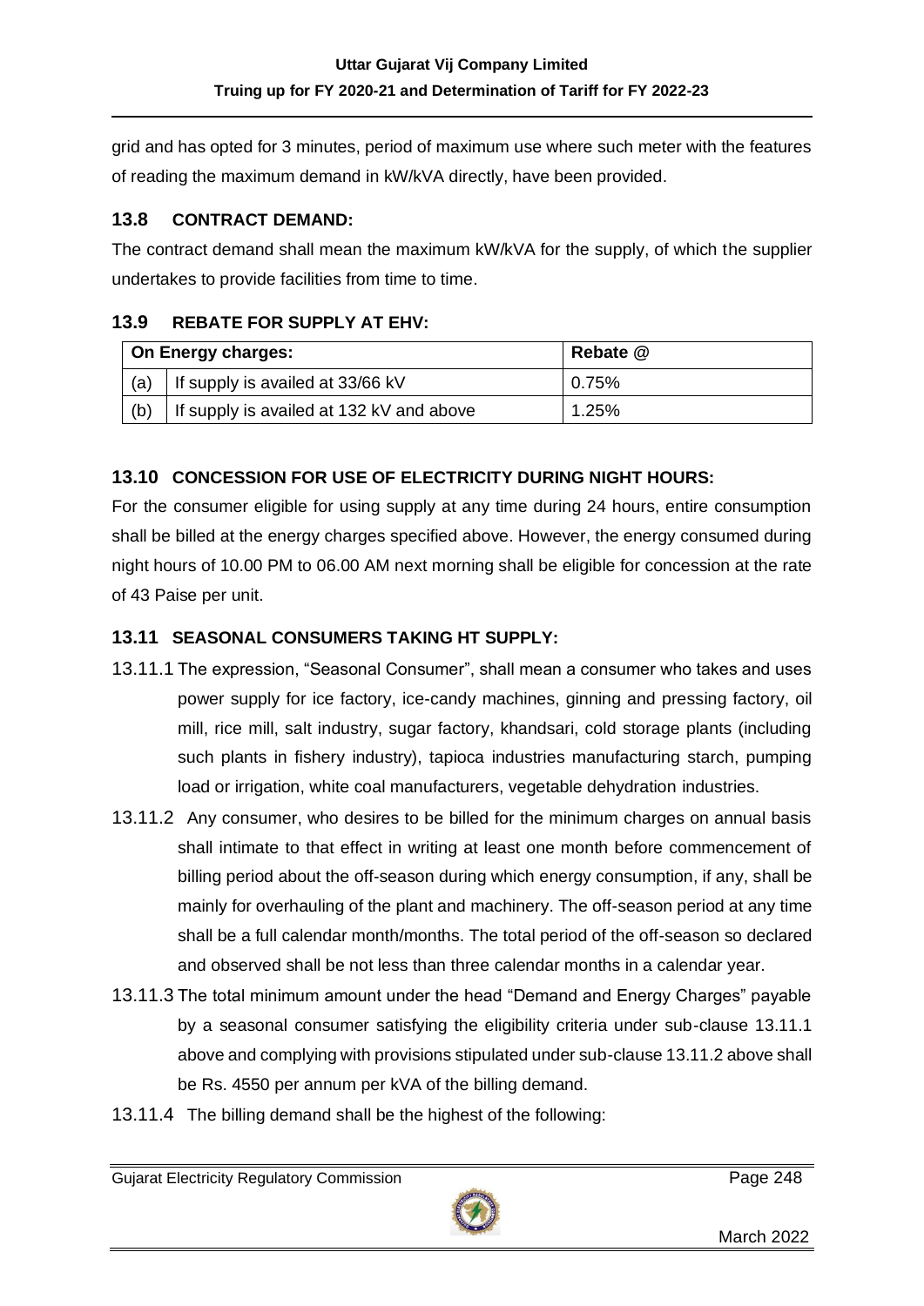grid and has opted for 3 minutes, period of maximum use where such meter with the features of reading the maximum demand in kW/kVA directly, have been provided.

## 13.8 CONTRACT DEMAND:

The contract demand shall mean the maximum kW/kVA for the supply, of which the supplier undertakes to provide facilities from time to time.

## 13.9 REBATE FOR SUPPLY AT EHV:

| On Energy charges: | | Rebate @ |
|---|---|---|
| (a) | If supply is availed at 33/66 kV | 0.75% |
| (b) | If supply is availed at 132 kV and above | 1.25% |

## 13.10 CONCESSION FOR USE OF ELECTRICITY DURING NIGHT HOURS:

For the consumer eligible for using supply at any time during 24 hours, entire consumption shall be billed at the energy charges specified above. However, the energy consumed during night hours of 10.00 PM to 06.00 AM next morning shall be eligible for concession at the rate of 43 Paise per unit.

## 13.11 SEASONAL CONSUMERS TAKING HT SUPPLY:

13.11.1 The expression, "Seasonal Consumer", shall mean a consumer who takes and uses power supply for ice factory, ice-candy machines, ginning and pressing factory, oil mill, rice mill, salt industry, sugar factory, khandsari, cold storage plants (including such plants in fishery industry), tapioca industries manufacturing starch, pumping load or irrigation, white coal manufacturers, vegetable dehydration industries.

13.11.2 Any consumer, who desires to be billed for the minimum charges on annual basis shall intimate to that effect in writing at least one month before commencement of billing period about the off-season during which energy consumption, if any, shall be mainly for overhauling of the plant and machinery. The off-season period at any time shall be a full calendar month/months. The total period of the off-season so declared and observed shall be not less than three calendar months in a calendar year.

13.11.3 The total minimum amount under the head "Demand and Energy Charges" payable by a seasonal consumer satisfying the eligibility criteria under sub-clause 13.11.1 above and complying with provisions stipulated under sub-clause 13.11.2 above shall be Rs. 4550 per annum per kVA of the billing demand.

13.11.4 The billing demand shall be the highest of the following: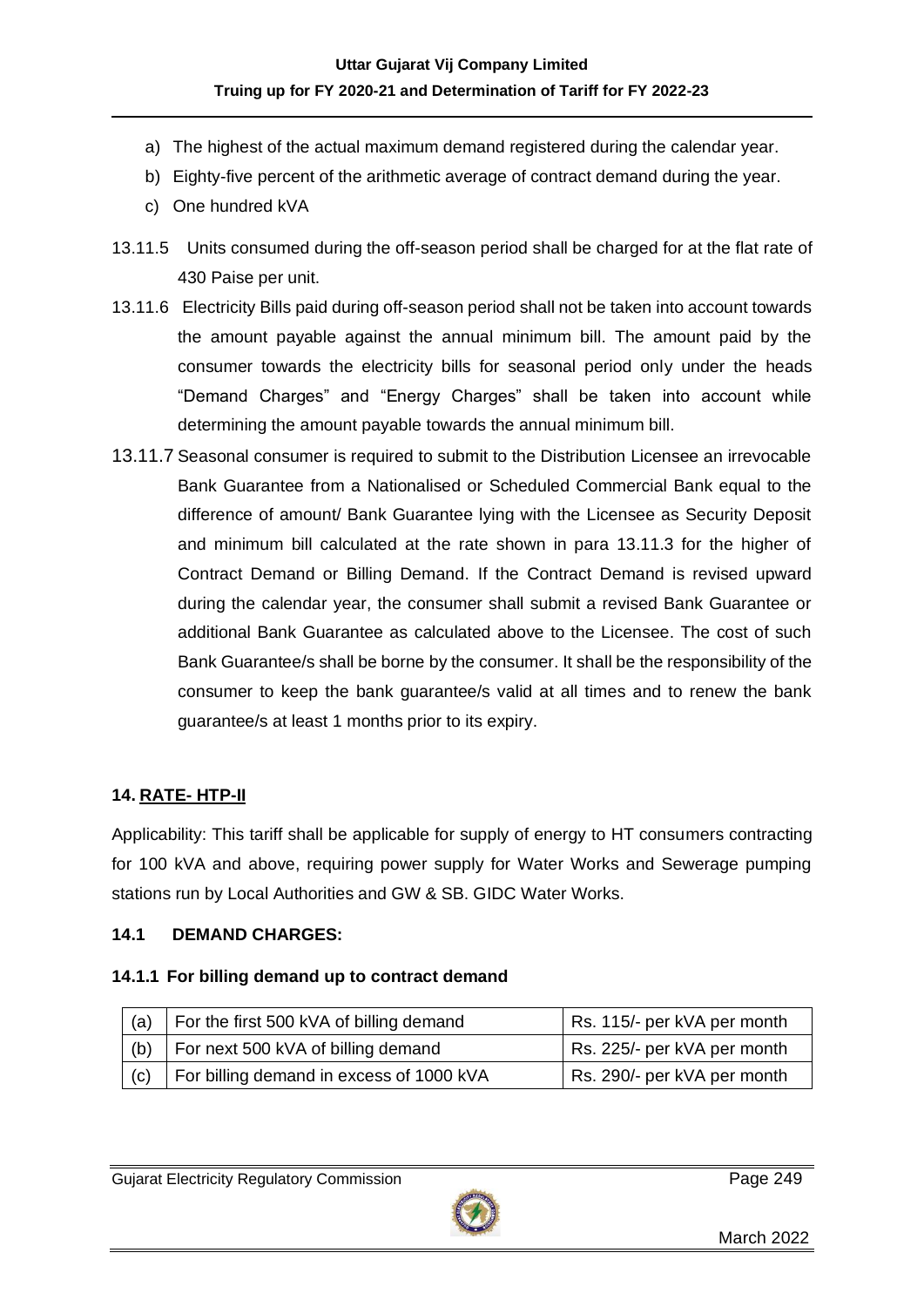a) The highest of the actual maximum demand registered during the calendar year.
b) Eighty-five percent of the arithmetic average of contract demand during the year.
c) One hundred kVA

13.11.5 Units consumed during the off-season period shall be charged for at the flat rate of 430 Paise per unit.

13.11.6 Electricity Bills paid during off-season period shall not be taken into account towards the amount payable against the annual minimum bill. The amount paid by the consumer towards the electricity bills for seasonal period only under the heads "Demand Charges" and "Energy Charges" shall be taken into account while determining the amount payable towards the annual minimum bill.

13.11.7 Seasonal consumer is required to submit to the Distribution Licensee an irrevocable Bank Guarantee from a Nationalised or Scheduled Commercial Bank equal to the difference of amount/ Bank Guarantee lying with the Licensee as Security Deposit and minimum bill calculated at the rate shown in para 13.11.3 for the higher of Contract Demand or Billing Demand. If the Contract Demand is revised upward during the calendar year, the consumer shall submit a revised Bank Guarantee or additional Bank Guarantee as calculated above to the Licensee. The cost of such Bank Guarantee/s shall be borne by the consumer. It shall be the responsibility of the consumer to keep the bank guarantee/s valid at all times and to renew the bank guarantee/s at least 1 months prior to its expiry.

## 14. RATE- HTP-II

Applicability: This tariff shall be applicable for supply of energy to HT consumers contracting for 100 kVA and above, requiring power supply for Water Works and Sewerage pumping stations run by Local Authorities and GW & SB. GIDC Water Works.

### 14.1 DEMAND CHARGES:

#### 14.1.1 For billing demand up to contract demand

| | | |
|---|---|---|
| (a) | For the first 500 kVA of billing demand | Rs. 115/- per kVA per month |
| (b) | For next 500 kVA of billing demand | Rs. 225/- per kVA per month |
| (c) | For billing demand in excess of 1000 kVA | Rs. 290/- per kVA per month |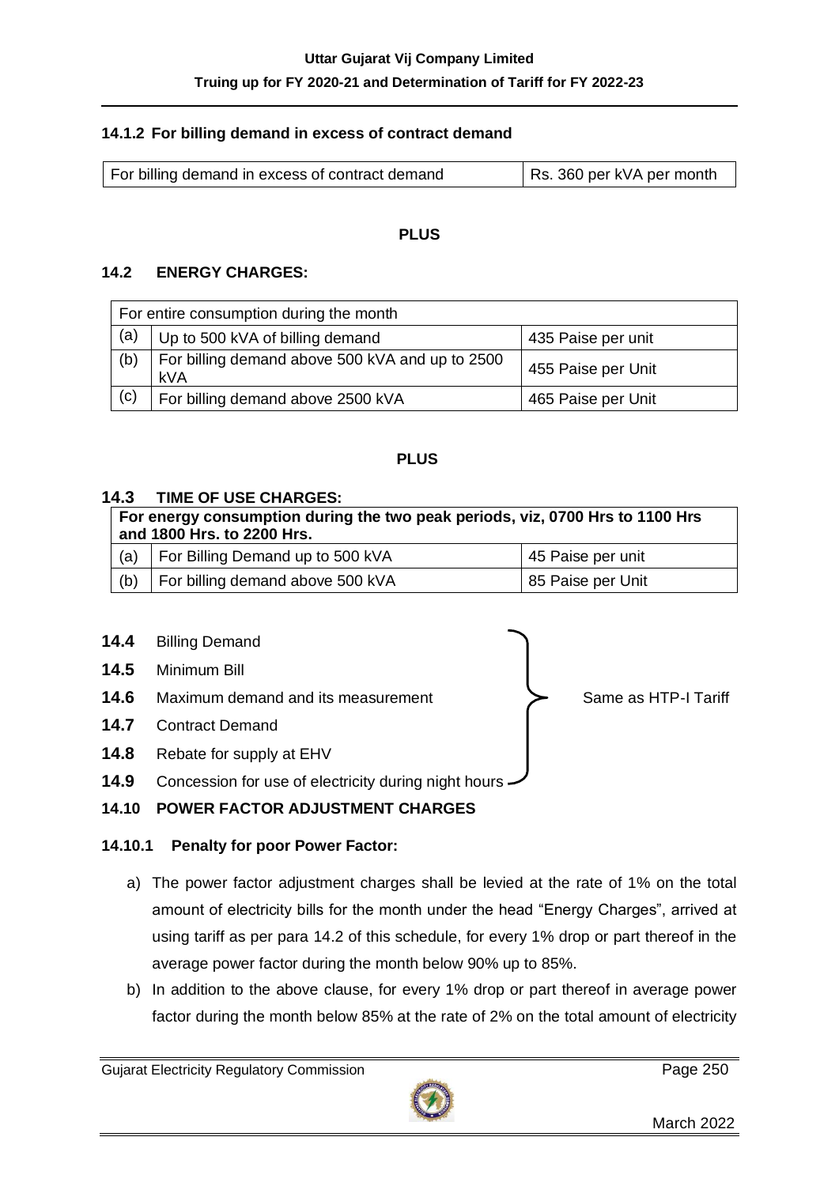### 14.1.2 For billing demand in excess of contract demand

| | |
|---|---|
| For billing demand in excess of contract demand | Rs. 360 per kVA per month |

**PLUS**

### 14.2 ENERGY CHARGES:

| For entire consumption during the month | | |
|---|---|---|
| (a) | Up to 500 kVA of billing demand | 435 Paise per unit |
| (b) | For billing demand above 500 kVA and up to 2500 kVA | 455 Paise per Unit |
| (c) | For billing demand above 2500 kVA | 465 Paise per Unit |

**PLUS**

### 14.3 TIME OF USE CHARGES:

| For energy consumption during the two peak periods, viz, 0700 Hrs to 1100 Hrs and 1800 Hrs. to 2200 Hrs. | | |
|---|---|---|
| (a) | For Billing Demand up to 500 kVA | 45 Paise per unit |
| (b) | For billing demand above 500 kVA | 85 Paise per Unit |

**14.4** Billing Demand

**14.5** Minimum Bill

**14.6** Maximum demand and its measurement

**14.7** Contract Demand

**14.8** Rebate for supply at EHV

**14.9** Concession for use of electricity during night hours

(14.4 to 14.9: Same as HTP-I Tariff)

### 14.10 POWER FACTOR ADJUSTMENT CHARGES

#### 14.10.1 Penalty for poor Power Factor:

a) The power factor adjustment charges shall be levied at the rate of 1% on the total amount of electricity bills for the month under the head "Energy Charges", arrived at using tariff as per para 14.2 of this schedule, for every 1% drop or part thereof in the average power factor during the month below 90% up to 85%.

b) In addition to the above clause, for every 1% drop or part thereof in average power factor during the month below 85% at the rate of 2% on the total amount of electricity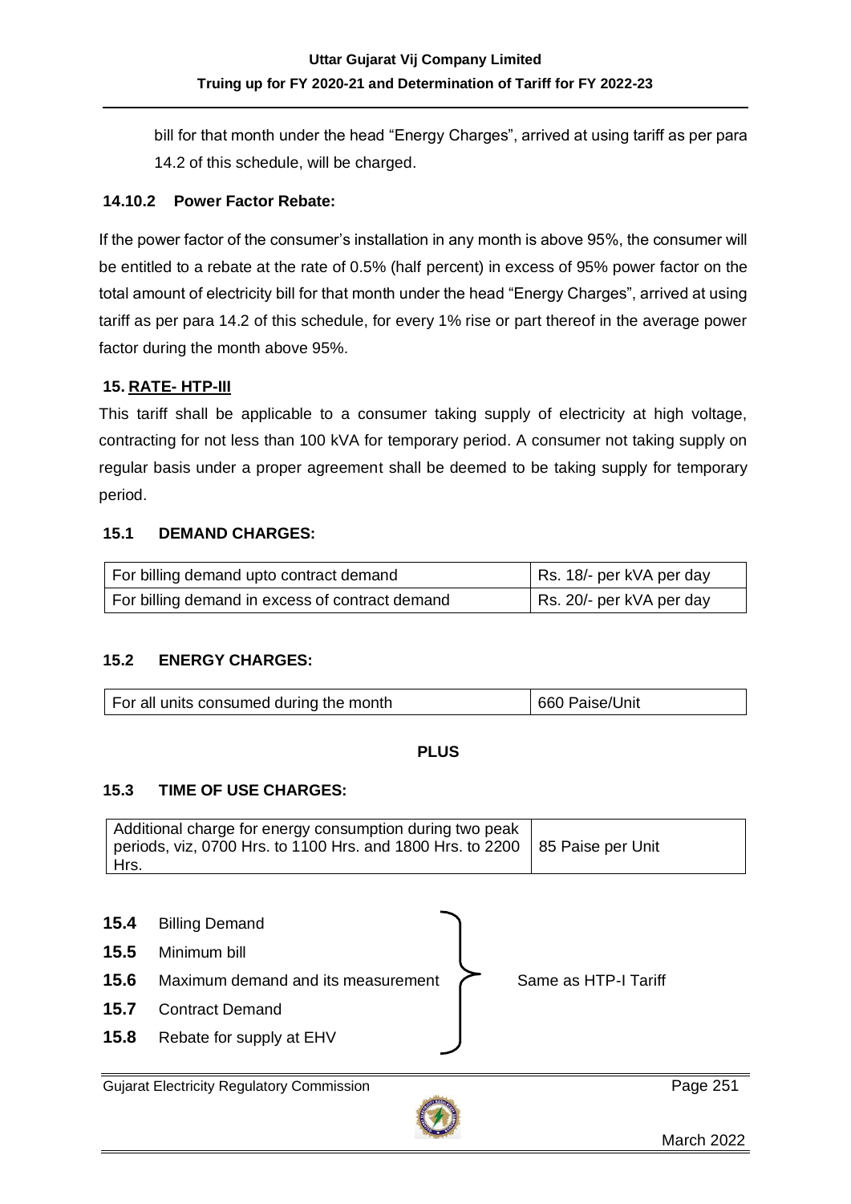bill for that month under the head “Energy Charges”, arrived at using tariff as per para 14.2 of this schedule, will be charged.

### 14.10.2 Power Factor Rebate:

If the power factor of the consumer’s installation in any month is above 95%, the consumer will be entitled to a rebate at the rate of 0.5% (half percent) in excess of 95% power factor on the total amount of electricity bill for that month under the head “Energy Charges”, arrived at using tariff as per para 14.2 of this schedule, for every 1% rise or part thereof in the average power factor during the month above 95%.

## 15. RATE- HTP-III

This tariff shall be applicable to a consumer taking supply of electricity at high voltage, contracting for not less than 100 kVA for temporary period. A consumer not taking supply on regular basis under a proper agreement shall be deemed to be taking supply for temporary period.

### 15.1 DEMAND CHARGES:

| | |
|---|---|
| For billing demand upto contract demand | Rs. 18/- per kVA per day |
| For billing demand in excess of contract demand | Rs. 20/- per kVA per day |

### 15.2 ENERGY CHARGES:

| | |
|---|---|
| For all units consumed during the month | 660 Paise/Unit |

**PLUS**

### 15.3 TIME OF USE CHARGES:

| | |
|---|---|
| Additional charge for energy consumption during two peak periods, viz, 0700 Hrs. to 1100 Hrs. and 1800 Hrs. to 2200 Hrs. | 85 Paise per Unit |

**15.4** Billing Demand
**15.5** Minimum bill
**15.6** Maximum demand and its measurement
**15.7** Contract Demand
**15.8** Rebate for supply at EHV

} Same as HTP-I Tariff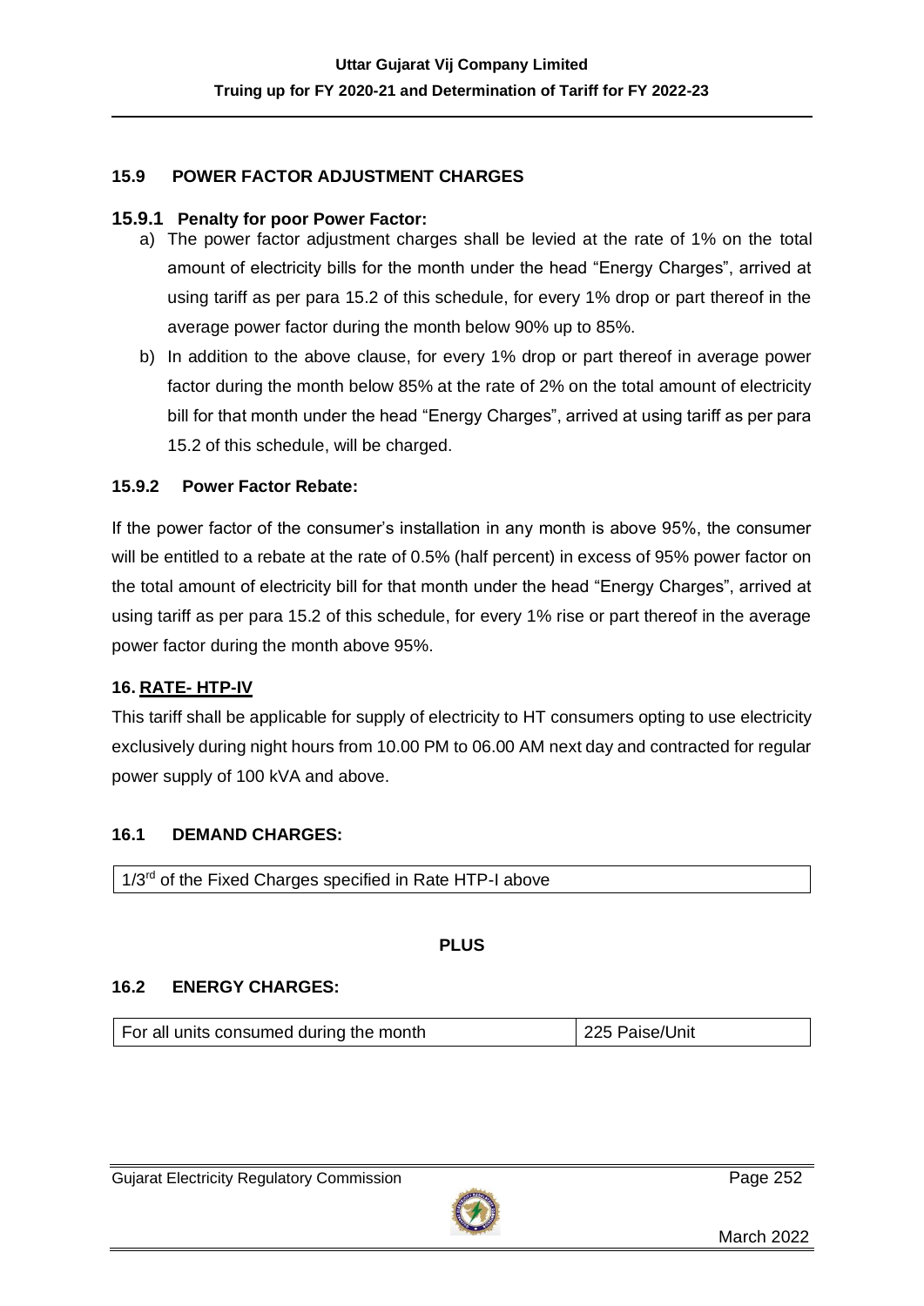### 15.9 POWER FACTOR ADJUSTMENT CHARGES

#### 15.9.1 Penalty for poor Power Factor:

a) The power factor adjustment charges shall be levied at the rate of 1% on the total amount of electricity bills for the month under the head "Energy Charges", arrived at using tariff as per para 15.2 of this schedule, for every 1% drop or part thereof in the average power factor during the month below 90% up to 85%.

b) In addition to the above clause, for every 1% drop or part thereof in average power factor during the month below 85% at the rate of 2% on the total amount of electricity bill for that month under the head "Energy Charges", arrived at using tariff as per para 15.2 of this schedule, will be charged.

#### 15.9.2 Power Factor Rebate:

If the power factor of the consumer's installation in any month is above 95%, the consumer will be entitled to a rebate at the rate of 0.5% (half percent) in excess of 95% power factor on the total amount of electricity bill for that month under the head "Energy Charges", arrived at using tariff as per para 15.2 of this schedule, for every 1% rise or part thereof in the average power factor during the month above 95%.

## 16. RATE- HTP-IV

This tariff shall be applicable for supply of electricity to HT consumers opting to use electricity exclusively during night hours from 10.00 PM to 06.00 AM next day and contracted for regular power supply of 100 kVA and above.

### 16.1 DEMAND CHARGES:

| 1/3rd of the Fixed Charges specified in Rate HTP-I above |
|---|

**PLUS**

### 16.2 ENERGY CHARGES:

| For all units consumed during the month | 225 Paise/Unit |
|---|---|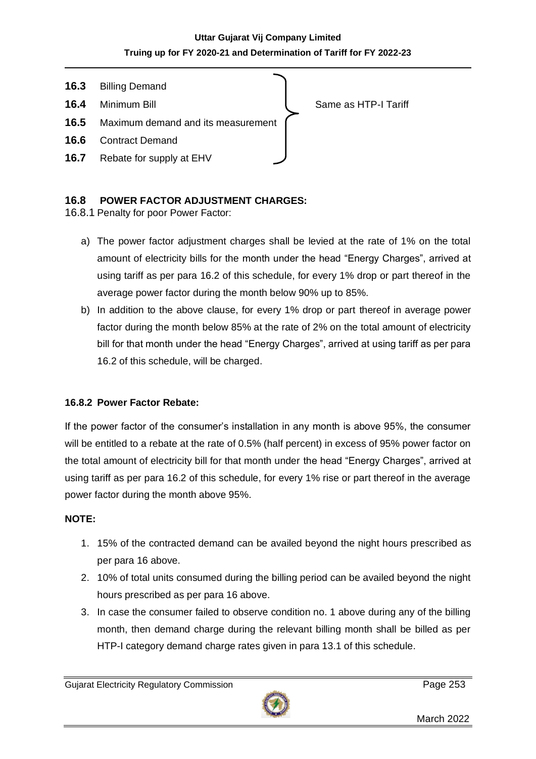**16.3** Billing Demand

**16.4** Minimum Bill

**16.5** Maximum demand and its measurement

**16.6** Contract Demand

**16.7** Rebate for supply at EHV

} Same as HTP-I Tariff

## 16.8 POWER FACTOR ADJUSTMENT CHARGES:

16.8.1 Penalty for poor Power Factor:

a) The power factor adjustment charges shall be levied at the rate of 1% on the total amount of electricity bills for the month under the head "Energy Charges", arrived at using tariff as per para 16.2 of this schedule, for every 1% drop or part thereof in the average power factor during the month below 90% up to 85%.

b) In addition to the above clause, for every 1% drop or part thereof in average power factor during the month below 85% at the rate of 2% on the total amount of electricity bill for that month under the head "Energy Charges", arrived at using tariff as per para 16.2 of this schedule, will be charged.

### 16.8.2 Power Factor Rebate:

If the power factor of the consumer's installation in any month is above 95%, the consumer will be entitled to a rebate at the rate of 0.5% (half percent) in excess of 95% power factor on the total amount of electricity bill for that month under the head "Energy Charges", arrived at using tariff as per para 16.2 of this schedule, for every 1% rise or part thereof in the average power factor during the month above 95%.

**NOTE:**

1. 15% of the contracted demand can be availed beyond the night hours prescribed as per para 16 above.
2. 10% of total units consumed during the billing period can be availed beyond the night hours prescribed as per para 16 above.
3. In case the consumer failed to observe condition no. 1 above during any of the billing month, then demand charge during the relevant billing month shall be billed as per HTP-I category demand charge rates given in para 13.1 of this schedule.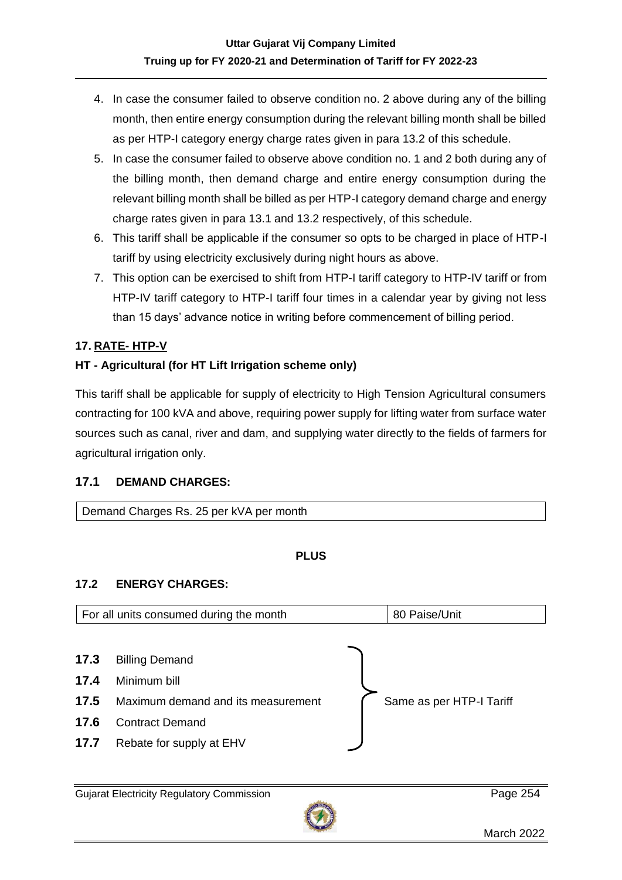4. In case the consumer failed to observe condition no. 2 above during any of the billing month, then entire energy consumption during the relevant billing month shall be billed as per HTP-I category energy charge rates given in para 13.2 of this schedule.
5. In case the consumer failed to observe above condition no. 1 and 2 both during any of the billing month, then demand charge and entire energy consumption during the relevant billing month shall be billed as per HTP-I category demand charge and energy charge rates given in para 13.1 and 13.2 respectively, of this schedule.
6. This tariff shall be applicable if the consumer so opts to be charged in place of HTP-I tariff by using electricity exclusively during night hours as above.
7. This option can be exercised to shift from HTP-I tariff category to HTP-IV tariff or from HTP-IV tariff category to HTP-I tariff four times in a calendar year by giving not less than 15 days' advance notice in writing before commencement of billing period.

## 17. RATE- HTP-V

### HT - Agricultural (for HT Lift Irrigation scheme only)

This tariff shall be applicable for supply of electricity to High Tension Agricultural consumers contracting for 100 kVA and above, requiring power supply for lifting water from surface water sources such as canal, river and dam, and supplying water directly to the fields of farmers for agricultural irrigation only.

### 17.1 DEMAND CHARGES:

| Demand Charges Rs. 25 per kVA per month |
|---|

**PLUS**

### 17.2 ENERGY CHARGES:

| For all units consumed during the month | 80 Paise/Unit |
|---|---|

| | | |
|---|---|---|
| **17.3** | Billing Demand | Same as per HTP-I Tariff |
| **17.4** | Minimum bill | |
| **17.5** | Maximum demand and its measurement | |
| **17.6** | Contract Demand | |
| **17.7** | Rebate for supply at EHV | |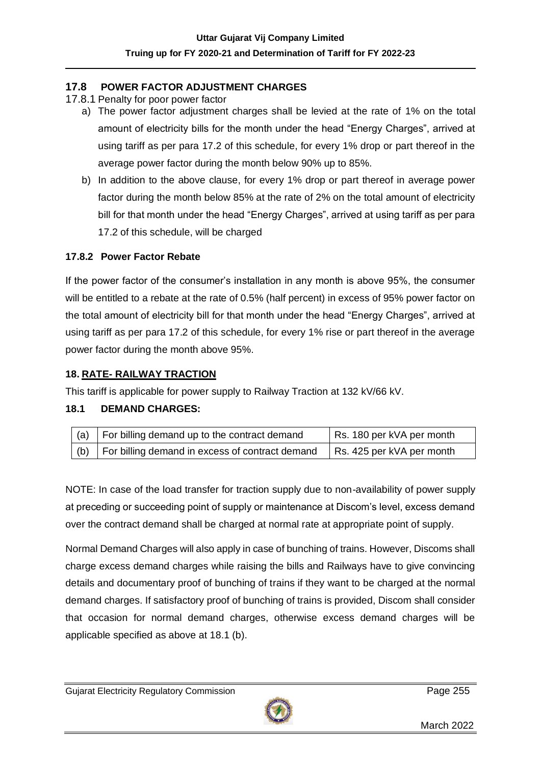## 17.8 POWER FACTOR ADJUSTMENT CHARGES

17.8.1 Penalty for poor power factor

a) The power factor adjustment charges shall be levied at the rate of 1% on the total amount of electricity bills for the month under the head "Energy Charges", arrived at using tariff as per para 17.2 of this schedule, for every 1% drop or part thereof in the average power factor during the month below 90% up to 85%.

b) In addition to the above clause, for every 1% drop or part thereof in average power factor during the month below 85% at the rate of 2% on the total amount of electricity bill for that month under the head "Energy Charges", arrived at using tariff as per para 17.2 of this schedule, will be charged

### 17.8.2 Power Factor Rebate

If the power factor of the consumer's installation in any month is above 95%, the consumer will be entitled to a rebate at the rate of 0.5% (half percent) in excess of 95% power factor on the total amount of electricity bill for that month under the head "Energy Charges", arrived at using tariff as per para 17.2 of this schedule, for every 1% rise or part thereof in the average power factor during the month above 95%.

## 18. RATE- RAILWAY TRACTION

This tariff is applicable for power supply to Railway Traction at 132 kV/66 kV.

### 18.1 DEMAND CHARGES:

| | | |
|---|---|---|
| (a) | For billing demand up to the contract demand | Rs. 180 per kVA per month |
| (b) | For billing demand in excess of contract demand | Rs. 425 per kVA per month |

NOTE: In case of the load transfer for traction supply due to non-availability of power supply at preceding or succeeding point of supply or maintenance at Discom's level, excess demand over the contract demand shall be charged at normal rate at appropriate point of supply.

Normal Demand Charges will also apply in case of bunching of trains. However, Discoms shall charge excess demand charges while raising the bills and Railways have to give convincing details and documentary proof of bunching of trains if they want to be charged at the normal demand charges. If satisfactory proof of bunching of trains is provided, Discom shall consider that occasion for normal demand charges, otherwise excess demand charges will be applicable specified as above at 18.1 (b).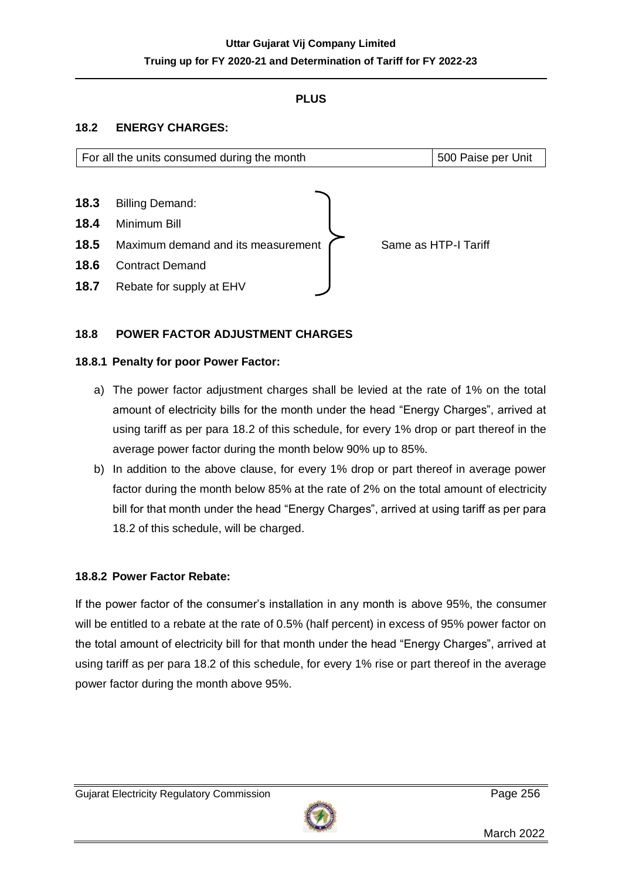**PLUS**

## 18.2 ENERGY CHARGES:

| For all the units consumed during the month | 500 Paise per Unit |
|---|---|

| | | |
|---|---|---|
| **18.3** | Billing Demand: | Same as HTP-I Tariff |
| **18.4** | Minimum Bill | |
| **18.5** | Maximum demand and its measurement | |
| **18.6** | Contract Demand | |
| **18.7** | Rebate for supply at EHV | |

## 18.8 POWER FACTOR ADJUSTMENT CHARGES

### 18.8.1 Penalty for poor Power Factor:

a) The power factor adjustment charges shall be levied at the rate of 1% on the total amount of electricity bills for the month under the head "Energy Charges", arrived at using tariff as per para 18.2 of this schedule, for every 1% drop or part thereof in the average power factor during the month below 90% up to 85%.

b) In addition to the above clause, for every 1% drop or part thereof in average power factor during the month below 85% at the rate of 2% on the total amount of electricity bill for that month under the head "Energy Charges", arrived at using tariff as per para 18.2 of this schedule, will be charged.

### 18.8.2 Power Factor Rebate:

If the power factor of the consumer's installation in any month is above 95%, the consumer will be entitled to a rebate at the rate of 0.5% (half percent) in excess of 95% power factor on the total amount of electricity bill for that month under the head "Energy Charges", arrived at using tariff as per para 18.2 of this schedule, for every 1% rise or part thereof in the average power factor during the month above 95%.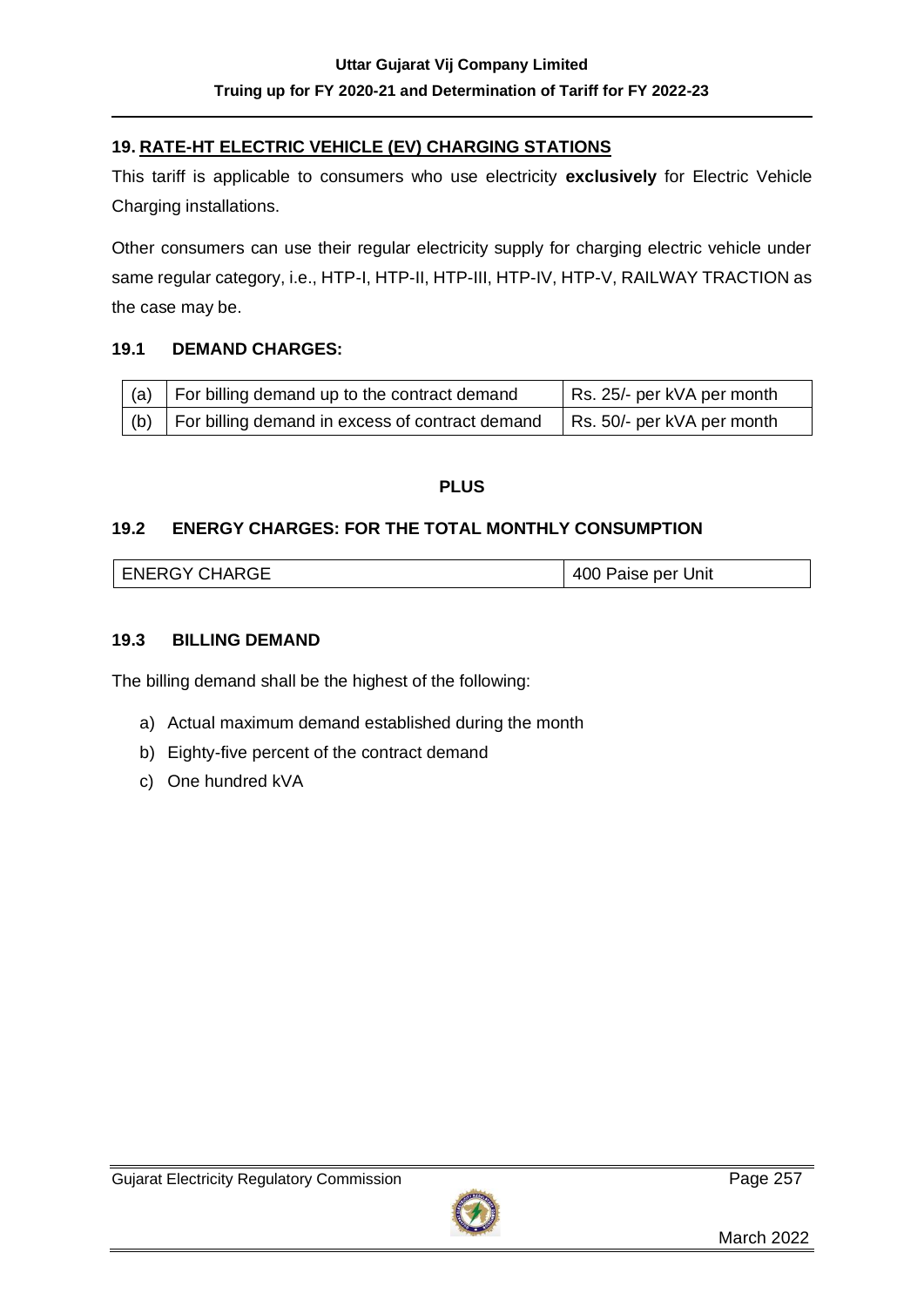## 19. RATE-HT ELECTRIC VEHICLE (EV) CHARGING STATIONS

This tariff is applicable to consumers who use electricity **exclusively** for Electric Vehicle Charging installations.

Other consumers can use their regular electricity supply for charging electric vehicle under same regular category, i.e., HTP-I, HTP-II, HTP-III, HTP-IV, HTP-V, RAILWAY TRACTION as the case may be.

### 19.1 DEMAND CHARGES:

| | | |
|---|---|---|
| (a) | For billing demand up to the contract demand | Rs. 25/- per kVA per month |
| (b) | For billing demand in excess of contract demand | Rs. 50/- per kVA per month |

**PLUS**

### 19.2 ENERGY CHARGES: FOR THE TOTAL MONTHLY CONSUMPTION

| | |
|---|---|
| ENERGY CHARGE | 400 Paise per Unit |

### 19.3 BILLING DEMAND

The billing demand shall be the highest of the following:

a) Actual maximum demand established during the month
b) Eighty-five percent of the contract demand
c) One hundred kVA